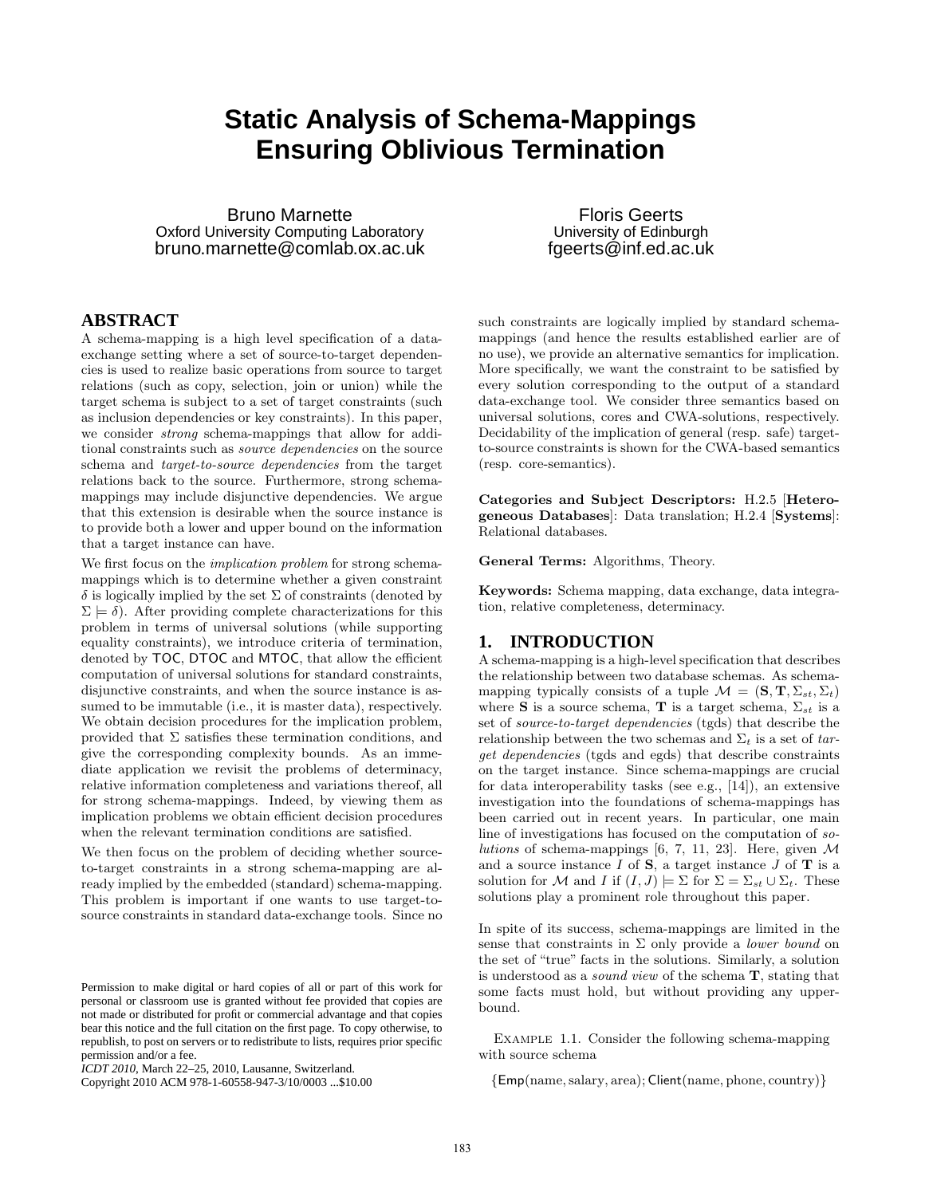# Static Analysis of Schema-Mappings Ensuring Oblivious Termination

Bruno Marnette
Oxford University Computing Laboratory
bruno.marnette@comlab.ox.ac.uk

Floris Geerts
University of Edinburgh
fgeerts@inf.ed.ac.uk

## ABSTRACT

A schema-mapping is a high level specification of a data-exchange setting where a set of source-to-target dependencies is used to realize basic operations from source to target relations (such as copy, selection, join or union) while the target schema is subject to a set of target constraints (such as inclusion dependencies or key constraints). In this paper, we consider *strong* schema-mappings that allow for additional constraints such as *source dependencies* on the source schema and *target-to-source dependencies* from the target relations back to the source. Furthermore, strong schema-mappings may include disjunctive dependencies. We argue that this extension is desirable when the source instance is to provide both a lower and upper bound on the information that a target instance can have.

We first focus on the *implication problem* for strong schema-mappings which is to determine whether a given constraint $\delta$ is logically implied by the set $\Sigma$ of constraints (denoted by $\Sigma \models \delta$). After providing complete characterizations for this problem in terms of universal solutions (while supporting equality constraints), we introduce criteria of termination, denoted by TOC, DTOC and MTOC, that allow the efficient computation of universal solutions for standard constraints, disjunctive constraints, and when the source instance is assumed to be immutable (i.e., it is master data), respectively. We obtain decision procedures for the implication problem, provided that $\Sigma$ satisfies these termination conditions, and give the corresponding complexity bounds. As an immediate application we revisit the problems of determinacy, relative information completeness and variations thereof, all for strong schema-mappings. Indeed, by viewing them as implication problems we obtain efficient decision procedures when the relevant termination conditions are satisfied.

We then focus on the problem of deciding whether source-to-target constraints in a strong schema-mapping are already implied by the embedded (standard) schema-mapping. This problem is important if one wants to use target-to-source constraints in standard data-exchange tools. Since no such constraints are logically implied by standard schema-mappings (and hence the results established earlier are of no use), we provide an alternative semantics for implication. More specifically, we want the constraint to be satisfied by every solution corresponding to the output of a standard data-exchange tool. We consider three semantics based on universal solutions, cores and CWA-solutions, respectively. Decidability of the implication of general (resp. safe) target-to-source constraints is shown for the CWA-based semantics (resp. core-semantics).

Permission to make digital or hard copies of all or part of this work for personal or classroom use is granted without fee provided that copies are not made or distributed for profit or commercial advantage and that copies bear this notice and the full citation on the first page. To copy otherwise, to republish, to post on servers or to redistribute to lists, requires prior specific permission and/or a fee.
*ICDT 2010*, March 22–25, 2010, Lausanne, Switzerland.
Copyright 2010 ACM 978-1-60558-947-3/10/0003 ...$10.00

**Categories and Subject Descriptors:** H.2.5 [**Heterogeneous Databases**]: Data translation; H.2.4 [**Systems**]: Relational databases.

**General Terms:** Algorithms, Theory.

**Keywords:** Schema mapping, data exchange, data integration, relative completeness, determinacy.

## 1. INTRODUCTION

A schema-mapping is a high-level specification that describes the relationship between two database schemas. As schema-mapping typically consists of a tuple $\mathcal{M} = (\mathbf{S}, \mathbf{T}, \Sigma_{st}, \Sigma_t)$ where $\mathbf{S}$ is a source schema, $\mathbf{T}$ is a target schema, $\Sigma_{st}$ is a set of *source-to-target dependencies* (tgds) that describe the relationship between the two schemas and $\Sigma_t$ is a set of *target dependencies* (tgds and egds) that describe constraints on the target instance. Since schema-mappings are crucial for data interoperability tasks (see e.g., [14]), an extensive investigation into the foundations of schema-mappings has been carried out in recent years. In particular, one main line of investigations has focused on the computation of *solutions* of schema-mappings [6, 7, 11, 23]. Here, given $\mathcal{M}$ and a source instance $I$ of $\mathbf{S}$, a target instance $J$ of $\mathbf{T}$ is a solution for $\mathcal{M}$ and $I$ if $(I, J) \models \Sigma$ for $\Sigma = \Sigma_{st} \cup \Sigma_t$. These solutions play a prominent role throughout this paper.

In spite of its success, schema-mappings are limited in the sense that constraints in $\Sigma$ only provide a *lower bound* on the set of "true" facts in the solutions. Similarly, a solution is understood as a *sound view* of the schema $\mathbf{T}$, stating that some facts must hold, but without providing any upper-bound.

Example 1.1. Consider the following schema-mapping with source schema

$$\{\mathsf{Emp}(\text{name}, \text{salary}, \text{area}); \mathsf{Client}(\text{name}, \text{phone}, \text{country})\}$$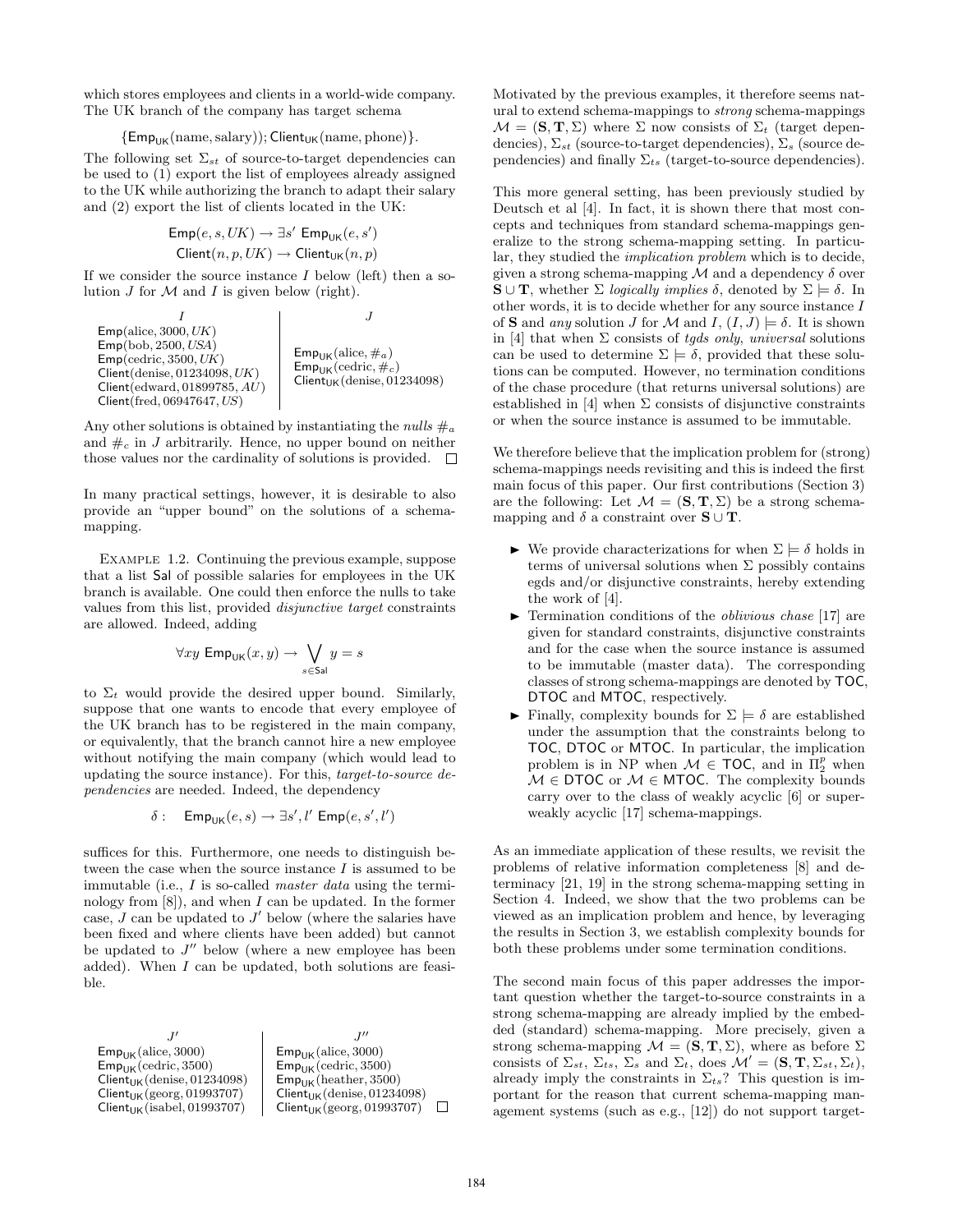which stores employees and clients in a world-wide company. The UK branch of the company has target schema

$$\{\mathsf{Emp_{UK}}(\text{name}, \text{salary})); \mathsf{Client_{UK}}(\text{name}, \text{phone})\}.$$

The following set $\Sigma_{st}$ of source-to-target dependencies can be used to (1) export the list of employees already assigned to the UK while authorizing the branch to adapt their salary and (2) export the list of clients located in the UK:

$$\mathsf{Emp}(e, s, UK) \rightarrow \exists s' \; \mathsf{Emp_{UK}}(e, s')$$
$$\mathsf{Client}(n, p, UK) \rightarrow \mathsf{Client_{UK}}(n, p)$$

If we consider the source instance $I$ below (left) then a solution $J$ for $\mathcal{M}$ and $I$ is given below (right).

| $I$ | $J$ |
|---|---|
| Emp(alice, 3000, $UK$) | |
| Emp(bob, 2500, $USA$) | $\mathsf{Emp_{UK}}$(alice, $\#_a$) |
| Emp(cedric, 3500, $UK$) | $\mathsf{Emp_{UK}}$(cedric, $\#_c$) |
| Client(denise, 01234098, $UK$) | $\mathsf{Client_{UK}}$(denise, 01234098) |
| Client(edward, 01899785, $AU$) | |
| Client(fred, 06947647, $US$) | |

Any other solutions is obtained by instantiating the *nulls* $\#_a$ and $\#_c$ in $J$ arbitrarily. Hence, no upper bound on neither those values nor the cardinality of solutions is provided. □

In many practical settings, however, it is desirable to also provide an "upper bound" on the solutions of a schema-mapping.

Example 1.2. Continuing the previous example, suppose that a list Sal of possible salaries for employees in the UK branch is available. One could then enforce the nulls to take values from this list, provided *disjunctive target* constraints are allowed. Indeed, adding

$$\forall xy \; \mathsf{Emp_{UK}}(x, y) \rightarrow \bigvee_{s \in \mathsf{Sal}} y = s$$

to $\Sigma_t$ would provide the desired upper bound. Similarly, suppose that one wants to encode that every employee of the UK branch has to be registered in the main company, or equivalently, that the branch cannot hire a new employee without notifying the main company (which would lead to updating the source instance). For this, *target-to-source dependencies* are needed. Indeed, the dependency

$$\delta: \quad \mathsf{Emp_{UK}}(e, s) \rightarrow \exists s', l' \; \mathsf{Emp}(e, s', l')$$

suffices for this. Furthermore, one needs to distinguish between the case when the source instance $I$ is assumed to be immutable (i.e., $I$ is so-called *master data* using the terminology from [8]), and when $I$ can be updated. In the former case, $J$ can be updated to $J'$ below (where the salaries have been fixed and where clients have been added) but cannot be updated to $J''$ below (where a new employee has been added). When $I$ can be updated, both solutions are feasible.

| $J'$ | $J''$ |
|---|---|
| $\mathsf{Emp_{UK}}$(alice, 3000) | $\mathsf{Emp_{UK}}$(alice, 3000) |
| $\mathsf{Emp_{UK}}$(cedric, 3500) | $\mathsf{Emp_{UK}}$(cedric, 3500) |
| $\mathsf{Client_{UK}}$(denise, 01234098) | $\mathsf{Emp_{UK}}$(heather, 3500) |
| $\mathsf{Client_{UK}}$(georg, 01993707) | $\mathsf{Client_{UK}}$(denise, 01234098) |
| $\mathsf{Client_{UK}}$(isabel, 01993707) | $\mathsf{Client_{UK}}$(georg, 01993707) |

□

Motivated by the previous examples, it therefore seems natural to extend schema-mappings to *strong* schema-mappings $\mathcal{M} = (\mathbf{S}, \mathbf{T}, \Sigma)$ where $\Sigma$ now consists of $\Sigma_t$ (target dependencies), $\Sigma_{st}$ (source-to-target dependencies), $\Sigma_s$ (source dependencies) and finally $\Sigma_{ts}$ (target-to-source dependencies).

This more general setting, has been previously studied by Deutsch et al [4]. In fact, it is shown there that most concepts and techniques from standard schema-mappings generalize to the strong schema-mapping setting. In particular, they studied the *implication problem* which is to decide, given a strong schema-mapping $\mathcal{M}$ and a dependency $\delta$ over $\mathbf{S} \cup \mathbf{T}$, whether $\Sigma$ *logically implies* $\delta$, denoted by $\Sigma \models \delta$. In other words, it is to decide whether for any source instance $I$ of $\mathbf{S}$ and *any* solution $J$ for $\mathcal{M}$ and $I$, $(I, J) \models \delta$. It is shown in [4] that when $\Sigma$ consists of *tgds only*, *universal* solutions can be used to determine $\Sigma \models \delta$, provided that these solutions can be computed. However, no termination conditions of the chase procedure (that returns universal solutions) are established in [4] when $\Sigma$ consists of disjunctive constraints or when the source instance is assumed to be immutable.

We therefore believe that the implication problem for (strong) schema-mappings needs revisiting and this is indeed the first main focus of this paper. Our first contributions (Section 3) are the following: Let $\mathcal{M} = (\mathbf{S}, \mathbf{T}, \Sigma)$ be a strong schema-mapping and $\delta$ a constraint over $\mathbf{S} \cup \mathbf{T}$.

- We provide characterizations for when $\Sigma \models \delta$ holds in terms of universal solutions when $\Sigma$ possibly contains egds and/or disjunctive constraints, hereby extending the work of [4].
- Termination conditions of the *oblivious chase* [17] are given for standard constraints, disjunctive constraints and for the case when the source instance is assumed to be immutable (master data). The corresponding classes of strong schema-mappings are denoted by TOC, DTOC and MTOC, respectively.
- Finally, complexity bounds for $\Sigma \models \delta$ are established under the assumption that the constraints belong to TOC, DTOC or MTOC. In particular, the implication problem is in NP when $\mathcal{M} \in$ TOC, and in $\Pi_2^p$ when $\mathcal{M} \in$ DTOC or $\mathcal{M} \in$ MTOC. The complexity bounds carry over to the class of weakly acyclic [6] or super-weakly acyclic [17] schema-mappings.

As an immediate application of these results, we revisit the problems of relative information completeness [8] and determinacy [21, 19] in the strong schema-mapping setting in Section 4. Indeed, we show that the two problems can be viewed as an implication problem and hence, by leveraging the results in Section 3, we establish complexity bounds for both these problems under some termination conditions.

The second main focus of this paper addresses the important question whether the target-to-source constraints in a strong schema-mapping are already implied by the embedded (standard) schema-mapping. More precisely, given a strong schema-mapping $\mathcal{M} = (\mathbf{S}, \mathbf{T}, \Sigma)$, where as before $\Sigma$ consists of $\Sigma_{st}$, $\Sigma_{ts}$, $\Sigma_s$ and $\Sigma_t$, does $\mathcal{M}' = (\mathbf{S}, \mathbf{T}, \Sigma_{st}, \Sigma_t)$, already imply the constraints in $\Sigma_{ts}$? This question is important for the reason that current schema-mapping management systems (such as e.g., [12]) do not support target-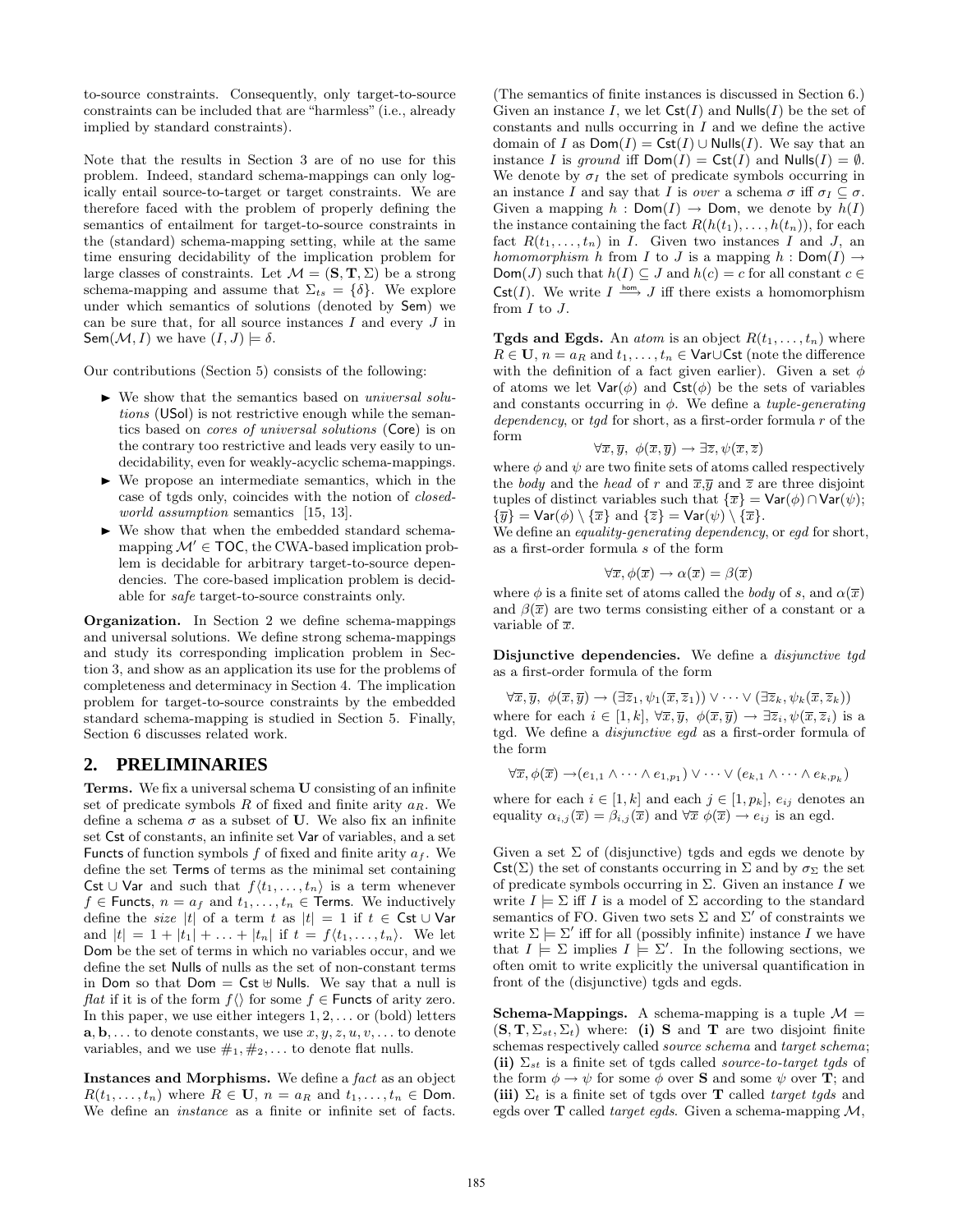to-source constraints. Consequently, only target-to-source constraints can be included that are "harmless" (i.e., already implied by standard constraints).

Note that the results in Section 3 are of no use for this problem. Indeed, standard schema-mappings can only logically entail source-to-target or target constraints. We are therefore faced with the problem of properly defining the semantics of entailment for target-to-source constraints in the (standard) schema-mapping setting, while at the same time ensuring decidability of the implication problem for large classes of constraints. Let $\mathcal{M} = (\mathbf{S}, \mathbf{T}, \Sigma)$ be a strong schema-mapping and assume that $\Sigma_{ts} = \{\delta\}$. We explore under which semantics of solutions (denoted by $\mathsf{Sem}$) we can be sure that, for all source instances $I$ and every $J$ in $\mathsf{Sem}(\mathcal{M}, I)$ we have $(I, J) \models \delta$.

Our contributions (Section 5) consists of the following:

- We show that the semantics based on *universal solutions* ($\mathsf{USol}$) is not restrictive enough while the semantics based on *cores of universal solutions* ($\mathsf{Core}$) is on the contrary too restrictive and leads very easily to undecidability, even for weakly-acyclic schema-mappings.
- We propose an intermediate semantics, which in the case of tgds only, coincides with the notion of *closed-world assumption* semantics [15, 13].
- We show that when the embedded standard schema-mapping $\mathcal{M}' \in \mathsf{TOC}$, the CWA-based implication problem is decidable for arbitrary target-to-source dependencies. The core-based implication problem is decidable for *safe* target-to-source constraints only.

**Organization.** In Section 2 we define schema-mappings and universal solutions. We define strong schema-mappings and study its corresponding implication problem in Section 3, and show as an application its use for the problems of completeness and determinacy in Section 4. The implication problem for target-to-source constraints by the embedded standard schema-mapping is studied in Section 5. Finally, Section 6 discusses related work.

## 2. PRELIMINARIES

**Terms.** We fix a universal schema $\mathbf{U}$ consisting of an infinite set of predicate symbols $R$ of fixed and finite arity $a_R$. We define a schema $\sigma$ as a subset of $\mathbf{U}$. We also fix an infinite set $\mathsf{Cst}$ of constants, an infinite set $\mathsf{Var}$ of variables, and a set $\mathsf{Functs}$ of function symbols $f$ of fixed and finite arity $a_f$. We define the set $\mathsf{Terms}$ of terms as the minimal set containing $\mathsf{Cst} \cup \mathsf{Var}$ and such that $f\langle t_1, \ldots, t_n\rangle$ is a term whenever $f \in \mathsf{Functs}$, $n = a_f$ and $t_1, \ldots, t_n \in \mathsf{Terms}$. We inductively define the *size* $|t|$ of a term $t$ as $|t| = 1$ if $t \in \mathsf{Cst} \cup \mathsf{Var}$ and $|t| = 1 + |t_1| + \ldots + |t_n|$ if $t = f\langle t_1, \ldots, t_n\rangle$. We let $\mathsf{Dom}$ be the set of terms in which no variables occur, and we define the set $\mathsf{Nulls}$ of nulls as the set of non-constant terms in $\mathsf{Dom}$ so that $\mathsf{Dom} = \mathsf{Cst} \uplus \mathsf{Nulls}$. We say that a null is *flat* if it is of the form $f\langle\rangle$ for some $f \in \mathsf{Functs}$ of arity zero. In this paper, we use either integers $1, 2, \ldots$ or (bold) letters $\mathbf{a}, \mathbf{b}, \ldots$ to denote constants, we use $x, y, z, u, v, \ldots$ to denote variables, and we use $\#_1, \#_2, \ldots$ to denote flat nulls.

**Instances and Morphisms.** We define a *fact* as an object $R(t_1, \ldots, t_n)$ where $R \in \mathbf{U}$, $n = a_R$ and $t_1, \ldots, t_n \in \mathsf{Dom}$. We define an *instance* as a finite or infinite set of facts. (The semantics of finite instances is discussed in Section 6.) Given an instance $I$, we let $\mathsf{Cst}(I)$ and $\mathsf{Nulls}(I)$ be the set of constants and nulls occurring in $I$ and we define the active domain of $I$ as $\mathsf{Dom}(I) = \mathsf{Cst}(I) \cup \mathsf{Nulls}(I)$. We say that an instance $I$ is *ground* iff $\mathsf{Dom}(I) = \mathsf{Cst}(I)$ and $\mathsf{Nulls}(I) = \emptyset$. We denote by $\sigma_I$ the set of predicate symbols occurring in an instance $I$ and say that $I$ is *over* a schema $\sigma$ iff $\sigma_I \subseteq \sigma$. Given a mapping $h : \mathsf{Dom}(I) \to \mathsf{Dom}$, we denote by $h(I)$ the instance containing the fact $R(h(t_1), \ldots, h(t_n))$, for each fact $R(t_1, \ldots, t_n)$ in $I$. Given two instances $I$ and $J$, an *homomorphism* $h$ from $I$ to $J$ is a mapping $h : \mathsf{Dom}(I) \to \mathsf{Dom}(J)$ such that $h(I) \subseteq J$ and $h(c) = c$ for all constant $c \in \mathsf{Cst}(I)$. We write $I \xrightarrow{\text{hom}} J$ iff there exists a homomorphism from $I$ to $J$.

**Tgds and Egds.** An *atom* is an object $R(t_1, \ldots, t_n)$ where $R \in \mathbf{U}$, $n = a_R$ and $t_1, \ldots, t_n \in \mathsf{Var} \cup \mathsf{Cst}$ (note the difference with the definition of a fact given earlier). Given a set $\phi$ of atoms we let $\mathsf{Var}(\phi)$ and $\mathsf{Cst}(\phi)$ be the sets of variables and constants occurring in $\phi$. We define a *tuple-generating dependency*, or *tgd* for short, as a first-order formula $r$ of the form

$$\forall \overline{x}, \overline{y},\ \phi(\overline{x}, \overline{y}) \to \exists \overline{z}, \psi(\overline{x}, \overline{z})$$

where $\phi$ and $\psi$ are two finite sets of atoms called respectively the *body* and the *head* of $r$ and $\overline{x}$,$\overline{y}$ and $\overline{z}$ are three disjoint tuples of distinct variables such that $\{\overline{x}\} = \mathsf{Var}(\phi) \cap \mathsf{Var}(\psi)$; $\{\overline{y}\} = \mathsf{Var}(\phi) \setminus \{\overline{x}\}$ and $\{\overline{z}\} = \mathsf{Var}(\psi) \setminus \{\overline{x}\}$.
We define an *equality-generating dependency*, or *egd* for short, as a first-order formula $s$ of the form

$$\forall \overline{x}, \phi(\overline{x}) \to \alpha(\overline{x}) = \beta(\overline{x})$$

where $\phi$ is a finite set of atoms called the *body* of $s$, and $\alpha(\overline{x})$ and $\beta(\overline{x})$ are two terms consisting either of a constant or a variable of $\overline{x}$.

**Disjunctive dependencies.** We define a *disjunctive tgd* as a first-order formula of the form

$$\forall \overline{x}, \overline{y},\ \phi(\overline{x}, \overline{y}) \to (\exists \overline{z}_1, \psi_1(\overline{x}, \overline{z}_1)) \vee \cdots \vee (\exists \overline{z}_k, \psi_k(\overline{x}, \overline{z}_k))$$

where for each $i \in [1, k]$, $\forall \overline{x}, \overline{y},\ \phi(\overline{x}, \overline{y}) \to \exists \overline{z}_i, \psi(\overline{x}, \overline{z}_i)$ is a tgd. We define a *disjunctive egd* as a first-order formula of the form

$$\forall \overline{x}, \phi(\overline{x}) \to (e_{1,1} \wedge \cdots \wedge e_{1,p_1}) \vee \cdots \vee (e_{k,1} \wedge \cdots \wedge e_{k,p_k})$$

where for each $i \in [1, k]$ and each $j \in [1, p_k]$, $e_{ij}$ denotes an equality $\alpha_{i,j}(\overline{x}) = \beta_{i,j}(\overline{x})$ and $\forall \overline{x}\ \phi(\overline{x}) \to e_{ij}$ is an egd.

Given a set $\Sigma$ of (disjunctive) tgds and egds we denote by $\mathsf{Cst}(\Sigma)$ the set of constants occurring in $\Sigma$ and by $\sigma_\Sigma$ the set of predicate symbols occurring in $\Sigma$. Given an instance $I$ we write $I \models \Sigma$ iff $I$ is a model of $\Sigma$ according to the standard semantics of FO. Given two sets $\Sigma$ and $\Sigma'$ of constraints we write $\Sigma \models \Sigma'$ iff for all (possibly infinite) instance $I$ we have that $I \models \Sigma$ implies $I \models \Sigma'$. In the following sections, we often omit to write explicitly the universal quantification in front of the (disjunctive) tgds and egds.

**Schema-Mappings.** A schema-mapping is a tuple $\mathcal{M} = (\mathbf{S}, \mathbf{T}, \Sigma_{st}, \Sigma_t)$ where: **(i)** $\mathbf{S}$ and $\mathbf{T}$ are two disjoint finite schemas respectively called *source schema* and *target schema*; **(ii)** $\Sigma_{st}$ is a finite set of tgds called *source-to-target tgds* of the form $\phi \to \psi$ for some $\phi$ over $\mathbf{S}$ and some $\psi$ over $\mathbf{T}$; and **(iii)** $\Sigma_t$ is a finite set of tgds over $\mathbf{T}$ called *target tgds* and egds over $\mathbf{T}$ called *target egds*. Given a schema-mapping $\mathcal{M}$,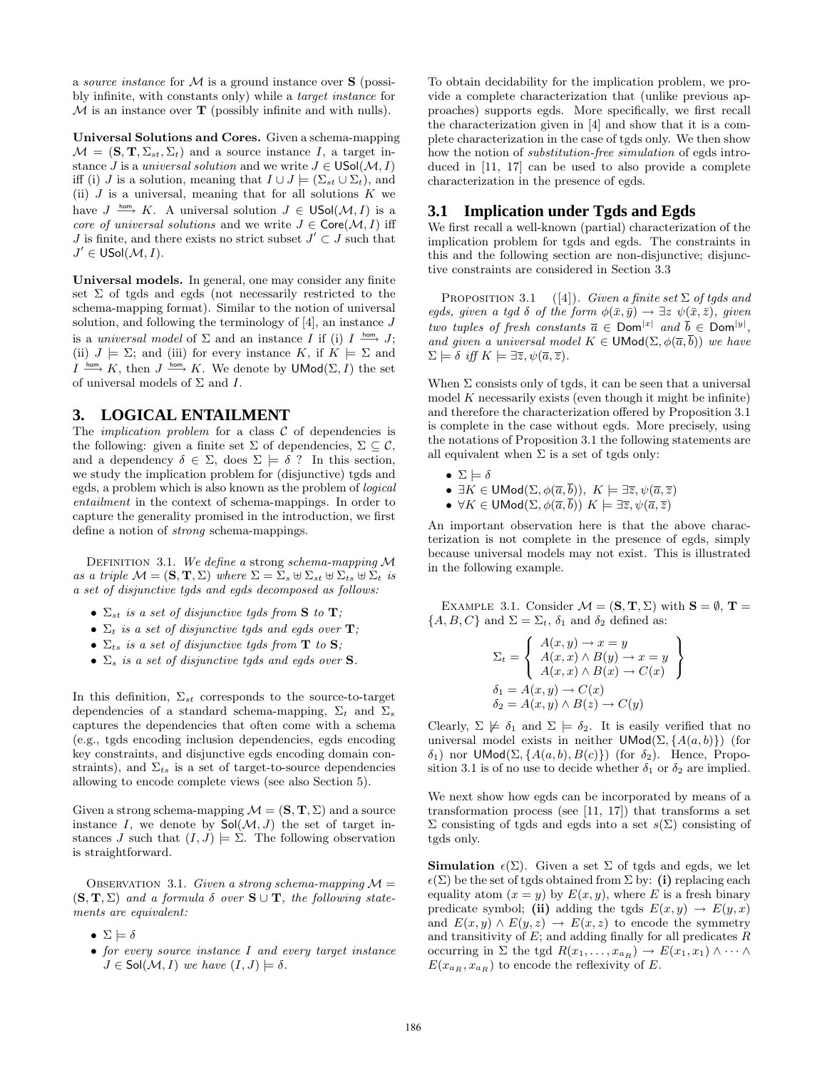a *source instance* for $\mathcal{M}$ is a ground instance over $\mathbf{S}$ (possibly infinite, with constants only) while a *target instance* for $\mathcal{M}$ is an instance over $\mathbf{T}$ (possibly infinite and with nulls).

**Universal Solutions and Cores.** Given a schema-mapping $\mathcal{M} = (\mathbf{S}, \mathbf{T}, \Sigma_{st}, \Sigma_t)$ and a source instance $I$, a target instance $J$ is a *universal solution* and we write $J \in \mathsf{USol}(\mathcal{M}, I)$ iff (i) $J$ is a solution, meaning that $I \cup J \models (\Sigma_{st} \cup \Sigma_t)$, and (ii) $J$ is a universal, meaning that for all solutions $K$ we have $J \xrightarrow{\text{hom}} K$. A universal solution $J \in \mathsf{USol}(\mathcal{M}, I)$ is a *core of universal solutions* and we write $J \in \mathsf{Core}(\mathcal{M}, I)$ iff $J$ is finite, and there exists no strict subset $J' \subset J$ such that $J' \in \mathsf{USol}(\mathcal{M}, I)$.

**Universal models.** In general, one may consider any finite set $\Sigma$ of tgds and egds (not necessarily restricted to the schema-mapping format). Similar to the notion of universal solution, and following the terminology of [4], an instance $J$ is a *universal model* of $\Sigma$ and an instance $I$ if (i) $I \xrightarrow{\text{hom}} J$; (ii) $J \models \Sigma$; and (iii) for every instance $K$, if $K \models \Sigma$ and $I \xrightarrow{\text{hom}} K$, then $J \xrightarrow{\text{hom}} K$. We denote by $\mathsf{UMod}(\Sigma, I)$ the set of universal models of $\Sigma$ and $I$.

## 3. LOGICAL ENTAILMENT

The *implication problem* for a class $\mathcal{C}$ of dependencies is the following: given a finite set $\Sigma$ of dependencies, $\Sigma \subseteq \mathcal{C}$, and a dependency $\delta \in \Sigma$, does $\Sigma \models \delta$ ? In this section, we study the implication problem for (disjunctive) tgds and egds, a problem which is also known as the problem of *logical entailment* in the context of schema-mappings. In order to capture the generality promised in the introduction, we first define a notion of *strong* schema-mappings.

Definition 3.1. *We define a* strong *schema-mapping $\mathcal{M}$ as a triple $\mathcal{M} = (\mathbf{S}, \mathbf{T}, \Sigma)$ where $\Sigma = \Sigma_s \uplus \Sigma_{st} \uplus \Sigma_{ts} \uplus \Sigma_t$ is a set of disjunctive tgds and egds decomposed as follows:*

- *$\Sigma_{st}$ is a set of disjunctive tgds from $\mathbf{S}$ to $\mathbf{T}$;*
- *$\Sigma_t$ is a set of disjunctive tgds and egds over $\mathbf{T}$;*
- *$\Sigma_{ts}$ is a set of disjunctive tgds from $\mathbf{T}$ to $\mathbf{S}$;*
- *$\Sigma_s$ is a set of disjunctive tgds and egds over $\mathbf{S}$.*

In this definition, $\Sigma_{st}$ corresponds to the source-to-target dependencies of a standard schema-mapping, $\Sigma_t$ and $\Sigma_s$ captures the dependencies that often come with a schema (e.g., tgds encoding inclusion dependencies, egds encoding key constraints, and disjunctive egds encoding domain constraints), and $\Sigma_{ts}$ is a set of target-to-source dependencies allowing to encode complete views (see also Section 5).

Given a strong schema-mapping $\mathcal{M} = (\mathbf{S}, \mathbf{T}, \Sigma)$ and a source instance $I$, we denote by $\mathsf{Sol}(\mathcal{M}, J)$ the set of target instances $J$ such that $(I, J) \models \Sigma$. The following observation is straightforward.

Observation 3.1. *Given a strong schema-mapping $\mathcal{M} = (\mathbf{S}, \mathbf{T}, \Sigma)$ and a formula $\delta$ over $\mathbf{S} \cup \mathbf{T}$, the following statements are equivalent:*

- *$\Sigma \models \delta$*
- *for every source instance $I$ and every target instance $J \in \mathsf{Sol}(\mathcal{M}, I)$ we have $(I, J) \models \delta$.*

To obtain decidability for the implication problem, we provide a complete characterization that (unlike previous approaches) supports egds. More specifically, we first recall the characterization given in [4] and show that it is a complete characterization in the case of tgds only. We then show how the notion of *substitution-free simulation* of egds introduced in [11, 17] can be used to also provide a complete characterization in the presence of egds.

### 3.1 Implication under Tgds and Egds

We first recall a well-known (partial) characterization of the implication problem for tgds and egds. The constraints in this and the following section are non-disjunctive; disjunctive constraints are considered in Section 3.3

Proposition 3.1 ([4]). *Given a finite set $\Sigma$ of tgds and egds, given a tgd $\delta$ of the form $\phi(\bar{x}, \bar{y}) \to \exists z\ \psi(\bar{x}, \bar{z})$, given two tuples of fresh constants $\overline{a} \in \mathsf{Dom}^{|x|}$ and $\overline{b} \in \mathsf{Dom}^{|y|}$, and given a universal model $K \in \mathsf{UMod}(\Sigma, \phi(\overline{a}, \overline{b}))$ we have $\Sigma \models \delta$ iff $K \models \exists \overline{z}, \psi(\overline{a}, \overline{z})$.*

When $\Sigma$ consists only of tgds, it can be seen that a universal model $K$ necessarily exists (even though it might be infinite) and therefore the characterization offered by Proposition 3.1 is complete in the case without egds. More precisely, using the notations of Proposition 3.1 the following statements are all equivalent when $\Sigma$ is a set of tgds only:

- $\Sigma \models \delta$
- $\exists K \in \mathsf{UMod}(\Sigma, \phi(\overline{a}, \overline{b})),\ K \models \exists \overline{z}, \psi(\overline{a}, \overline{z})$
- $\forall K \in \mathsf{UMod}(\Sigma, \phi(\overline{a}, \overline{b}))\ K \models \exists \overline{z}, \psi(\overline{a}, \overline{z})$

An important observation here is that the above characterization is not complete in the presence of egds, simply because universal models may not exist. This is illustrated in the following example.

Example 3.1. Consider $\mathcal{M} = (\mathbf{S}, \mathbf{T}, \Sigma)$ with $\mathbf{S} = \emptyset$, $\mathbf{T} = \{A, B, C\}$ and $\Sigma = \Sigma_t$, $\delta_1$ and $\delta_2$ defined as:

$$\Sigma_t = \left\{ \begin{array}{l} A(x,y) \to x = y \\ A(x,x) \wedge B(y) \to x = y \\ A(x,x) \wedge B(x) \to C(x) \end{array} \right\}$$

$$\delta_1 = A(x,y) \to C(x)$$
$$\delta_2 = A(x,y) \wedge B(z) \to C(y)$$

Clearly, $\Sigma \not\models \delta_1$ and $\Sigma \models \delta_2$. It is easily verified that no universal model exists in neither $\mathsf{UMod}(\Sigma, \{A(a,b)\})$ (for $\delta_1$) nor $\mathsf{UMod}(\Sigma, \{A(a,b), B(c)\})$ (for $\delta_2$). Hence, Proposition 3.1 is of no use to decide whether $\delta_1$ or $\delta_2$ are implied.

We next show how egds can be incorporated by means of a transformation process (see [11, 17]) that transforms a set $\Sigma$ consisting of tgds and egds into a set $s(\Sigma)$ consisting of tgds only.

**Simulation $\epsilon(\Sigma)$.** Given a set $\Sigma$ of tgds and egds, we let $\epsilon(\Sigma)$ be the set of tgds obtained from $\Sigma$ by: **(i)** replacing each equality atom $(x = y)$ by $E(x, y)$, where $E$ is a fresh binary predicate symbol; **(ii)** adding the tgds $E(x, y) \to E(y, x)$ and $E(x, y) \wedge E(y, z) \to E(x, z)$ to encode the symmetry and transitivity of $E$; and adding finally for all predicates $R$ occurring in $\Sigma$ the tgd $R(x_1, \ldots, x_{a_R}) \to E(x_1, x_1) \wedge \cdots \wedge E(x_{a_R}, x_{a_R})$ to encode the reflexivity of $E$.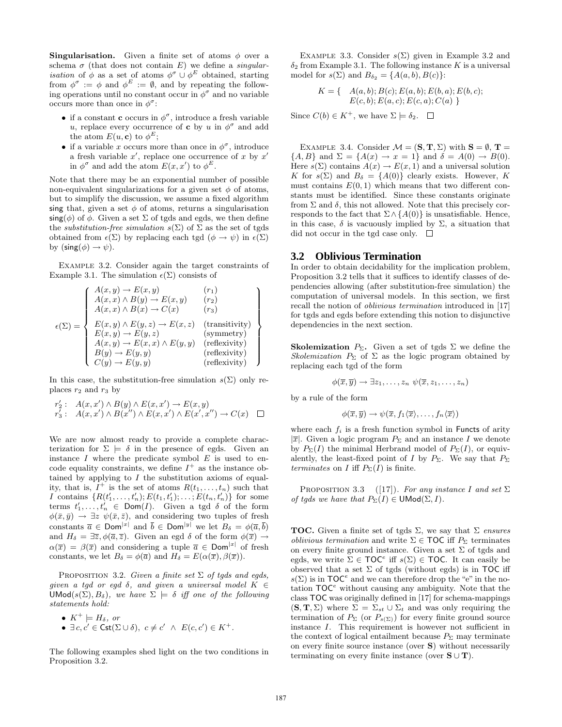**Singularisation.** Given a finite set of atoms $\phi$ over a schema $\sigma$ (that does not contain $E$) we define a *singularisation* of $\phi$ as a set of atoms $\phi^{\sigma} \cup \phi^{E}$ obtained, starting from $\phi^{\sigma} := \phi$ and $\phi^{E} := \emptyset$, and by repeating the following operations until no constant occur in $\phi^{\sigma}$ and no variable occurs more than once in $\phi^{\sigma}$:

- if a constant $\mathbf{c}$ occurs in $\phi^{\sigma}$, introduce a fresh variable $u$, replace every occurrence of $\mathbf{c}$ by $u$ in $\phi^{\sigma}$ and add the atom $E(u, \mathbf{c})$ to $\phi^{E}$;
- if a variable $x$ occurs more than once in $\phi^{\sigma}$, introduce a fresh variable $x'$, replace one occurrence of $x$ by $x'$ in $\phi^{\sigma}$ and add the atom $E(x, x')$ to $\phi^{E}$.

Note that there may be an exponential number of possible non-equivalent singularizations for a given set $\phi$ of atoms, but to simplify the discussion, we assume a fixed algorithm $\mathsf{sing}$ that, given a set $\phi$ of atoms, returns a singularisation $\mathsf{sing}(\phi)$ of $\phi$. Given a set $\Sigma$ of tgds and egds, we then define the *substitution-free simulation* $s(\Sigma)$ of $\Sigma$ as the set of tgds obtained from $\epsilon(\Sigma)$ by replacing each tgd $(\phi \rightarrow \psi)$ in $\epsilon(\Sigma)$ by $(\mathsf{sing}(\phi) \rightarrow \psi)$.

Example 3.2. Consider again the target constraints of Example 3.1. The simulation $\epsilon(\Sigma)$ consists of

$$
\epsilon(\Sigma) = \left\{ \begin{array}{lll}
A(x,y) \rightarrow E(x,y) & & (r_1) \\
A(x,x) \wedge B(y) \rightarrow E(x,y) & & (r_2) \\
A(x,x) \wedge B(x) \rightarrow C(x) & & (r_3) \\
E(x,y) \wedge E(y,z) \rightarrow E(x,z) & & \text{(transitivity)} \\
E(x,y) \rightarrow E(y,z) & & \text{(symmetry)} \\
A(x,y) \rightarrow E(x,x) \wedge E(y,y) & & \text{(reflexivity)} \\
B(y) \rightarrow E(y,y) & & \text{(reflexivity)} \\
C(y) \rightarrow E(y,y) & & \text{(reflexivity)}
\end{array} \right\}
$$

In this case, the substitution-free simulation $s(\Sigma)$ only replaces $r_2$ and $r_3$ by

$$
\begin{array}{ll}
r_2': & A(x,x') \wedge B(y) \wedge E(x,x') \rightarrow E(x,y) \\
r_3': & A(x,x') \wedge B(x'') \wedge E(x,x') \wedge E(x',x'') \rightarrow C(x)
\end{array}
$$

□

We are now almost ready to provide a complete characterization for $\Sigma \models \delta$ in the presence of egds. Given an instance $I$ where the predicate symbol $E$ is used to encode equality constraints, we define $I^{+}$ as the instance obtained by applying to $I$ the substitution axioms of equality, that is, $I^{+}$ is the set of atoms $R(t_1, \ldots, t_n)$ such that $I$ contains $\{R(t_1', \ldots, t_n'); E(t_1, t_1'); \ldots; E(t_n, t_n')\}$ for some terms $t_1', \ldots, t_n' \in \mathsf{Dom}(I)$. Given a tgd $\delta$ of the form $\phi(\bar{x}, \bar{y}) \rightarrow \exists z\ \psi(\bar{x}, \bar{z})$, and considering two tuples of fresh constants $\overline{a} \in \mathsf{Dom}^{|x|}$ and $\overline{b} \in \mathsf{Dom}^{|y|}$ we let $B_\delta = \phi(\overline{a}, \overline{b})$ and $H_\delta = \exists \overline{z}, \phi(\overline{a}, \overline{z})$. Given an egd $\delta$ of the form $\phi(\overline{x}) \rightarrow \alpha(\overline{x}) = \beta(\overline{x})$ and considering a tuple $\overline{a} \in \mathsf{Dom}^{|x|}$ of fresh constants, we let $B_\delta = \phi(\overline{a})$ and $H_\delta = E(\alpha(\overline{x}), \beta(\overline{x}))$.

Proposition 3.2. *Given a finite set $\Sigma$ of tgds and egds, given a tgd or egd $\delta$, and given a universal model $K \in \mathsf{UMod}(s(\Sigma), B_\delta)$, we have $\Sigma \models \delta$ iff one of the following statements hold:*

- $K^{+} \models H_\delta$, *or*
- $\exists c, c' \in \mathsf{Cst}(\Sigma \cup \delta),\ c \neq c' \ \wedge\ E(c, c') \in K^{+}$.

The following examples shed light on the two conditions in Proposition 3.2.

Example 3.3. Consider $s(\Sigma)$ given in Example 3.2 and $\delta_2$ from Example 3.1. The following instance $K$ is a universal model for $s(\Sigma)$ and $B_{\delta_2} = \{A(a,b), B(c)\}$:

$$
K = \{ \quad \begin{array}{l} A(a,b); B(c); E(a,b); E(b,a); E(b,c); \\ E(c,b); E(a,c); E(c,a); C(a) \ \} \end{array}
$$

Since $C(b) \in K^{+}$, we have $\Sigma \models \delta_2$. □

Example 3.4. Consider $\mathcal{M} = (\mathbf{S}, \mathbf{T}, \Sigma)$ with $\mathbf{S} = \emptyset$, $\mathbf{T} = \{A, B\}$ and $\Sigma = \{A(x) \rightarrow x = 1\}$ and $\delta = A(0) \rightarrow B(0)$. Here $s(\Sigma)$ contains $A(x) \rightarrow E(x, 1)$ and a universal solution $K$ for $s(\Sigma)$ and $B_\delta = \{A(0)\}$ clearly exists. However, $K$ must contains $E(0,1)$ which means that two different constants must be identified. Since these constants originate from $\Sigma$ and $\delta$, this not allowed. Note that this precisely corresponds to the fact that $\Sigma \wedge \{A(0)\}$ is unsatisfiable. Hence, in this case, $\delta$ is vacuously implied by $\Sigma$, a situation that did not occur in the tgd case only. □

## 3.2 Oblivious Termination

In order to obtain decidability for the implication problem, Proposition 3.2 tells that it suffices to identify classes of dependencies allowing (after substitution-free simulation) the computation of universal models. In this section, we first recall the notion of *oblivious termination* introduced in [17] for tgds and egds before extending this notion to disjunctive dependencies in the next section.

**Skolemization $P_\Sigma$.** Given a set of tgds $\Sigma$ we define the *Skolemization* $P_\Sigma$ of $\Sigma$ as the logic program obtained by replacing each tgd of the form

$$
\phi(\overline{x}, \overline{y}) \rightarrow \exists z_1, \ldots, z_n\ \psi(\overline{x}, z_1, \ldots, z_n)
$$

by a rule of the form

$$
\phi(\overline{x}, \overline{y}) \rightarrow \psi(\overline{x}, f_1\langle\overline{x}\rangle, \ldots, f_n\langle\overline{x}\rangle)
$$

where each $f_i$ is a fresh function symbol in $\mathsf{Functs}$ of arity $|\overline{x}|$. Given a logic program $P_\Sigma$ and an instance $I$ we denote by $P_\Sigma(I)$ the minimal Herbrand model of $P_\Sigma(I)$, or equivalently, the least-fixed point of $I$ by $P_\Sigma$. We say that $P_\Sigma$ *terminates* on $I$ iff $P_\Sigma(I)$ is finite.

Proposition 3.3 ([17]). *For any instance $I$ and set $\Sigma$ of tgds we have that $P_\Sigma(I) \in \mathsf{UMod}(\Sigma, I)$.*

**TOC.** Given a finite set of tgds $\Sigma$, we say that $\Sigma$ *ensures oblivious termination* and write $\Sigma \in \mathsf{TOC}$ iff $P_\Sigma$ terminates on every finite ground instance. Given a set $\Sigma$ of tgds and egds, we write $\Sigma \in \mathsf{TOC}^e$ iff $s(\Sigma) \in \mathsf{TOC}$. It can easily be observed that a set $\Sigma$ of tgds (without egds) is in $\mathsf{TOC}$ iff $s(\Sigma)$ is in $\mathsf{TOC}^e$ and we can therefore drop the "e" in the notation $\mathsf{TOC}^e$ without causing any ambiguity. Note that the class $\mathsf{TOC}$ was originally defined in [17] for schema-mappings $(\mathbf{S}, \mathbf{T}, \Sigma)$ where $\Sigma = \Sigma_{st} \cup \Sigma_t$ and was only requiring the termination of $P_\Sigma$ (or $P_{s(\Sigma)}$) for every finite ground source instance $I$. This requirement is however not sufficient in the context of logical entailment because $P_\Sigma$ may terminate on every finite source instance (over $\mathbf{S}$) without necessarily terminating on every finite instance (over $\mathbf{S} \cup \mathbf{T}$).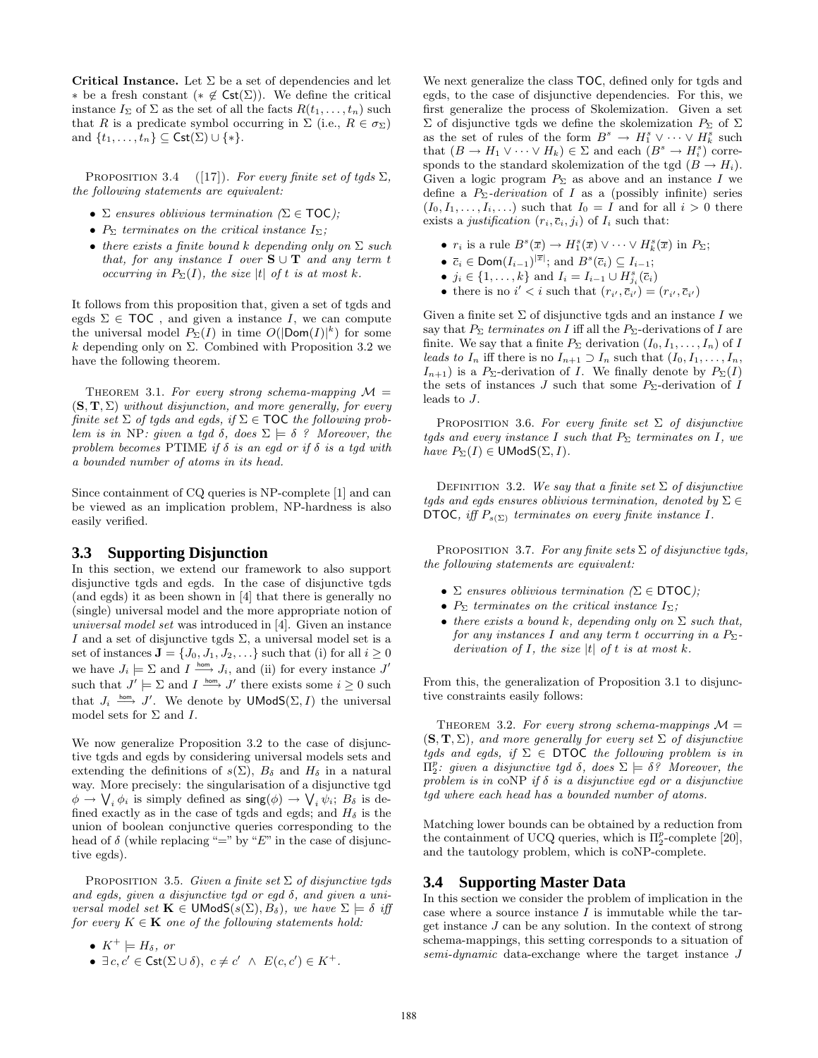**Critical Instance.** Let $\Sigma$ be a set of dependencies and let $*$ be a fresh constant ($* \notin \mathsf{Cst}(\Sigma)$). We define the critical instance $I_\Sigma$ of $\Sigma$ as the set of all the facts $R(t_1, \ldots, t_n)$ such that $R$ is a predicate symbol occurring in $\Sigma$ (i.e., $R \in \sigma_\Sigma$) and $\{t_1, \ldots, t_n\} \subseteq \mathsf{Cst}(\Sigma) \cup \{*\}$.

PROPOSITION 3.4 ([17]). *For every finite set of tgds $\Sigma$, the following statements are equivalent:*

- *$\Sigma$ ensures oblivious termination ($\Sigma \in \mathsf{TOC}$);*
- *$P_\Sigma$ terminates on the critical instance $I_\Sigma$;*
- *there exists a finite bound $k$ depending only on $\Sigma$ such that, for any instance $I$ over $\mathbf{S} \cup \mathbf{T}$ and any term $t$ occurring in $P_\Sigma(I)$, the size $|t|$ of $t$ is at most $k$.*

It follows from this proposition that, given a set of tgds and egds $\Sigma \in \mathsf{TOC}$ , and given a instance, $I$, we can compute the universal model $P_\Sigma(I)$ in time $O(|\mathsf{Dom}(I)|^k)$ for some $k$ depending only on $\Sigma$. Combined with Proposition 3.2 we have the following theorem.

THEOREM 3.1. *For every strong schema-mapping $\mathcal{M} = (\mathbf{S}, \mathbf{T}, \Sigma)$ without disjunction, and more generally, for every finite set $\Sigma$ of tgds and egds, if $\Sigma \in \mathsf{TOC}$ the following problem is in* NP*: given a tgd $\delta$, does $\Sigma \models \delta$ ? Moreover, the problem becomes* PTIME *if $\delta$ is an egd or if $\delta$ is a tgd with a bounded number of atoms in its head.*

Since containment of CQ queries is NP-complete [1] and can be viewed as an implication problem, NP-hardness is also easily verified.

### 3.3 Supporting Disjunction

In this section, we extend our framework to also support disjunctive tgds and egds. In the case of disjunctive tgds (and egds) it as been shown in [4] that there is generally no (single) universal model and the more appropriate notion of *universal model set* was introduced in [4]. Given an instance $I$ and a set of disjunctive tgds $\Sigma$, a universal model set is a set of instances $\mathbf{J} = \{J_0, J_1, J_2, \ldots\}$ such that (i) for all $i \geq 0$ we have $J_i \models \Sigma$ and $I \xrightarrow{\mathsf{hom}} J_i$, and (ii) for every instance $J'$ such that $J' \models \Sigma$ and $I \xrightarrow{\mathsf{hom}} J'$ there exists some $i \geq 0$ such that $J_i \xrightarrow{\mathsf{hom}} J'$. We denote by $\mathsf{UModS}(\Sigma, I)$ the universal model sets for $\Sigma$ and $I$.

We now generalize Proposition 3.2 to the case of disjunctive tgds and egds by considering universal models sets and extending the definitions of $s(\Sigma)$, $B_\delta$ and $H_\delta$ in a natural way. More precisely: the singularisation of a disjunctive tgd $\phi \rightarrow \bigvee_i \phi_i$ is simply defined as $\mathsf{sing}(\phi) \rightarrow \bigvee_i \psi_i$; $B_\delta$ is defined exactly as in the case of tgds and egds; and $H_\delta$ is the union of boolean conjunctive queries corresponding to the head of $\delta$ (while replacing "=" by "$E$" in the case of disjunctive egds).

PROPOSITION 3.5. *Given a finite set $\Sigma$ of disjunctive tgds and egds, given a disjunctive tgd or egd $\delta$, and given a universal model set $\mathbf{K} \in \mathsf{UModS}(s(\Sigma), B_\delta)$, we have $\Sigma \models \delta$ iff for every $K \in \mathbf{K}$ one of the following statements hold:*

- *$K^+ \models H_\delta$, or*
- *$\exists c, c' \in \mathsf{Cst}(\Sigma \cup \delta),\ c \neq c' \ \wedge\ E(c, c') \in K^+$.*

We next generalize the class $\mathsf{TOC}$, defined only for tgds and egds, to the case of disjunctive dependencies. For this, we first generalize the process of Skolemization. Given a set $\Sigma$ of disjunctive tgds we define the skolemization $P_\Sigma$ of $\Sigma$ as the set of rules of the form $B^s \rightarrow H_1^s \vee \cdots \vee H_k^s$ such that $(B \rightarrow H_1 \vee \cdots \vee H_k) \in \Sigma$ and each $(B^s \rightarrow H_i^s)$ corresponds to the standard skolemization of the tgd $(B \rightarrow H_i)$. Given a logic program $P_\Sigma$ as above and an instance $I$ we define a *$P_\Sigma$-derivation* of $I$ as a (possibly infinite) series $(I_0, I_1, \ldots, I_i, \ldots)$ such that $I_0 = I$ and for all $i > 0$ there exists a *justification* $(r_i, \overline{c}_i, j_i)$ of $I_i$ such that:

- $r_i$ is a rule $B^s(\overline{x}) \rightarrow H_1^s(\overline{x}) \vee \cdots \vee H_k^s(\overline{x})$ in $P_\Sigma$;
- $\overline{c}_i \in \mathsf{Dom}(I_{i-1})^{|\overline{x}|}$; and $B^s(\overline{c}_i) \subseteq I_{i-1}$;
- $j_i \in \{1, \ldots, k\}$ and $I_i = I_{i-1} \cup H_{j_i}^s(\overline{c}_i)$
- there is no $i' < i$ such that $(r_{i'}, \overline{c}_{i'}) = (r_{i'}, \overline{c}_{i'})$

Given a finite set $\Sigma$ of disjunctive tgds and an instance $I$ we say that $P_\Sigma$ *terminates on* $I$ iff all the $P_\Sigma$-derivations of $I$ are finite. We say that a finite $P_\Sigma$ derivation $(I_0, I_1, \ldots, I_n)$ of $I$ *leads to* $I_n$ iff there is no $I_{n+1} \supset I_n$ such that $(I_0, I_1, \ldots, I_n, I_{n+1})$ is a $P_\Sigma$-derivation of $I$. We finally denote by $P_\Sigma(I)$ the sets of instances $J$ such that some $P_\Sigma$-derivation of $I$ leads to $J$.

PROPOSITION 3.6. *For every finite set $\Sigma$ of disjunctive tgds and every instance $I$ such that $P_\Sigma$ terminates on $I$, we have $P_\Sigma(I) \in \mathsf{UModS}(\Sigma, I)$.*

DEFINITION 3.2. *We say that a finite set $\Sigma$ of disjunctive tgds and egds ensures oblivious termination, denoted by $\Sigma \in \mathsf{DTOC}$, iff $P_{s(\Sigma)}$ terminates on every finite instance $I$.*

PROPOSITION 3.7. *For any finite sets $\Sigma$ of disjunctive tgds, the following statements are equivalent:*

- *$\Sigma$ ensures oblivious termination ($\Sigma \in \mathsf{DTOC}$);*
- *$P_\Sigma$ terminates on the critical instance $I_\Sigma$;*
- *there exists a bound $k$, depending only on $\Sigma$ such that, for any instances $I$ and any term $t$ occurring in a $P_\Sigma$-derivation of $I$, the size $|t|$ of $t$ is at most $k$.*

From this, the generalization of Proposition 3.1 to disjunctive constraints easily follows:

THEOREM 3.2. *For every strong schema-mappings $\mathcal{M} = (\mathbf{S}, \mathbf{T}, \Sigma)$, and more generally for every set $\Sigma$ of disjunctive tgds and egds, if $\Sigma \in \mathsf{DTOC}$ the following problem is in $\Pi_2^p$: given a disjunctive tgd $\delta$, does $\Sigma \models \delta$? Moreover, the problem is in* coNP *if $\delta$ is a disjunctive egd or a disjunctive tgd where each head has a bounded number of atoms.*

Matching lower bounds can be obtained by a reduction from the containment of UCQ queries, which is $\Pi_2^p$-complete [20], and the tautology problem, which is coNP-complete.

### 3.4 Supporting Master Data

In this section we consider the problem of implication in the case where a source instance $I$ is immutable while the target instance $J$ can be any solution. In the context of strong schema-mappings, this setting corresponds to a situation of *semi-dynamic* data-exchange where the target instance $J$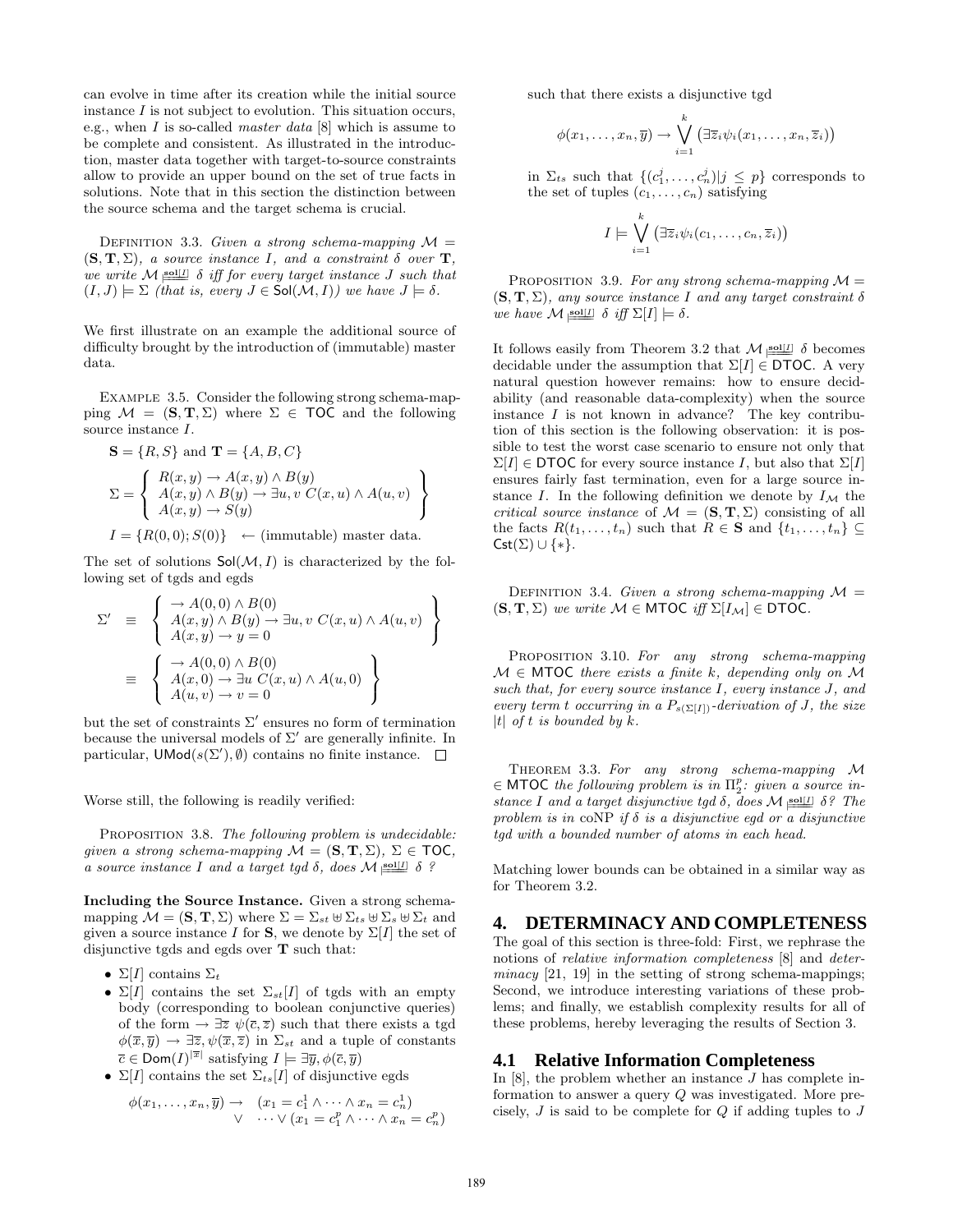can evolve in time after its creation while the initial source instance $I$ is not subject to evolution. This situation occurs, e.g., when $I$ is so-called *master data* [8] which is assume to be complete and consistent. As illustrated in the introduction, master data together with target-to-source constraints allow to provide an upper bound on the set of true facts in solutions. Note that in this section the distinction between the source schema and the target schema is crucial.

Definition 3.3. *Given a strong schema-mapping $\mathcal{M} = (\mathbf{S}, \mathbf{T}, \Sigma)$, a source instance $I$, and a constraint $\delta$ over $\mathbf{T}$, we write $\mathcal{M} \models^{\mathbf{sol}[I]} \delta$ iff for every target instance $J$ such that $(I, J) \models \Sigma$ (that is, every $J \in \mathsf{Sol}(\mathcal{M}, I)$) we have $J \models \delta$.*

We first illustrate on an example the additional source of difficulty brought by the introduction of (immutable) master data.

Example 3.5. Consider the following strong schema-mapping $\mathcal{M} = (\mathbf{S}, \mathbf{T}, \Sigma)$ where $\Sigma \in \mathsf{TOC}$ and the following source instance $I$.

$$\mathbf{S} = \{R, S\} \text{ and } \mathbf{T} = \{A, B, C\}$$

$$\Sigma = \left\{ \begin{array}{l} R(x,y) \to A(x,y) \wedge B(y) \\ A(x,y) \wedge B(y) \to \exists u, v\ C(x,u) \wedge A(u,v) \\ A(x,y) \to S(y) \end{array} \right\}$$

$$I = \{R(0,0); S(0)\} \quad \leftarrow \text{(immutable) master data.}$$

The set of solutions $\mathsf{Sol}(\mathcal{M}, I)$ is characterized by the following set of tgds and egds

$$\Sigma' \equiv \left\{ \begin{array}{l} \to A(0,0) \wedge B(0) \\ A(x,y) \wedge B(y) \to \exists u, v\ C(x,u) \wedge A(u,v) \\ A(x,y) \to y = 0 \end{array} \right\}$$

$$\equiv \left\{ \begin{array}{l} \to A(0,0) \wedge B(0) \\ A(x,0) \to \exists u\ C(x,u) \wedge A(u,0) \\ A(u,v) \to v = 0 \end{array} \right\}$$

but the set of constraints $\Sigma'$ ensures no form of termination because the universal models of $\Sigma'$ are generally infinite. In particular, $\mathsf{UMod}(s(\Sigma'), \emptyset)$ contains no finite instance. $\square$

Worse still, the following is readily verified:

Proposition 3.8. *The following problem is undecidable: given a strong schema-mapping $\mathcal{M} = (\mathbf{S}, \mathbf{T}, \Sigma)$, $\Sigma \in \mathsf{TOC}$, a source instance $I$ and a target tgd $\delta$, does $\mathcal{M} \models^{\mathbf{sol}[I]} \delta$ ?*

**Including the Source Instance.** Given a strong schema-mapping $\mathcal{M} = (\mathbf{S}, \mathbf{T}, \Sigma)$ where $\Sigma = \Sigma_{st} \uplus \Sigma_{ts} \uplus \Sigma_s \uplus \Sigma_t$ and given a source instance $I$ for $\mathbf{S}$, we denote by $\Sigma[I]$ the set of disjunctive tgds and egds over $\mathbf{T}$ such that:

- $\Sigma[I]$ contains $\Sigma_t$
- $\Sigma[I]$ contains the set $\Sigma_{st}[I]$ of tgds with an empty body (corresponding to boolean conjunctive queries) of the form $\to \exists \overline{z}\ \psi(\overline{c}, \overline{z})$ such that there exists a tgd $\phi(\overline{x}, \overline{y}) \to \exists \overline{z}, \psi(\overline{x}, \overline{z})$ in $\Sigma_{st}$ and a tuple of constants $\overline{c} \in \mathsf{Dom}(I)^{|\overline{x}|}$ satisfying $I \models \exists \overline{y}, \phi(\overline{c}, \overline{y})$
- $\Sigma[I]$ contains the set $\Sigma_{ts}[I]$ of disjunctive egds

$$\begin{array}{rl} \phi(x_1, \ldots, x_n, \overline{y}) \to & (x_1 = c_1^1 \wedge \cdots \wedge x_n = c_n^1) \\ \vee & \cdots \vee (x_1 = c_1^p \wedge \cdots \wedge x_n = c_n^p) \end{array}$$

such that there exists a disjunctive tgd

$$\phi(x_1, \ldots, x_n, \overline{y}) \to \bigvee_{i=1}^{k} \left(\exists \overline{z}_i \psi_i(x_1, \ldots, x_n, \overline{z}_i)\right)$$

in $\Sigma_{ts}$ such that $\{(c_1^j, \ldots, c_n^j) | j \leq p\}$ corresponds to the set of tuples $(c_1, \ldots, c_n)$ satisfying

$$I \models \bigvee_{i=1}^{k} \left(\exists \overline{z}_i \psi_i(c_1, \ldots, c_n, \overline{z}_i)\right)$$

Proposition 3.9. *For any strong schema-mapping $\mathcal{M} = (\mathbf{S}, \mathbf{T}, \Sigma)$, any source instance $I$ and any target constraint $\delta$ we have $\mathcal{M} \models^{\mathbf{sol}[I]} \delta$ iff $\Sigma[I] \models \delta$.*

It follows easily from Theorem 3.2 that $\mathcal{M} \models^{\mathbf{sol}[I]} \delta$ becomes decidable under the assumption that $\Sigma[I] \in \mathsf{DTOC}$. A very natural question however remains: how to ensure decidability (and reasonable data-complexity) when the source instance $I$ is not known in advance? The key contribution of this section is the following observation: it is possible to test the worst case scenario to ensure not only that $\Sigma[I] \in \mathsf{DTOC}$ for every source instance $I$, but also that $\Sigma[I]$ ensures fairly fast termination, even for a large source instance $I$. In the following definition we denote by $I_{\mathcal{M}}$ the *critical source instance* of $\mathcal{M} = (\mathbf{S}, \mathbf{T}, \Sigma)$ consisting of all the facts $R(t_1, \ldots, t_n)$ such that $R \in \mathbf{S}$ and $\{t_1, \ldots, t_n\} \subseteq \mathsf{Cst}(\Sigma) \cup \{*\}$.

Definition 3.4. *Given a strong schema-mapping $\mathcal{M} = (\mathbf{S}, \mathbf{T}, \Sigma)$ we write $\mathcal{M} \in \mathsf{MTOC}$ iff $\Sigma[I_{\mathcal{M}}] \in \mathsf{DTOC}$.*

Proposition 3.10. *For any strong schema-mapping $\mathcal{M} \in \mathsf{MTOC}$ there exists a finite $k$, depending only on $\mathcal{M}$ such that, for every source instance $I$, every instance $J$, and every term $t$ occurring in a $P_{s(\Sigma[I])}$-derivation of $J$, the size $|t|$ of $t$ is bounded by $k$.*

Theorem 3.3. *For any strong schema-mapping $\mathcal{M} \in \mathsf{MTOC}$ the following problem is in $\Pi_2^p$: given a source instance $I$ and a target disjunctive tgd $\delta$, does $\mathcal{M} \models^{\mathbf{sol}[I]} \delta$? The problem is in coNP if $\delta$ is a disjunctive egd or a disjunctive tgd with a bounded number of atoms in each head.*

Matching lower bounds can be obtained in a similar way as for Theorem 3.2.

# 4. DETERMINACY AND COMPLETENESS

The goal of this section is three-fold: First, we rephrase the notions of *relative information completeness* [8] and *determinacy* [21, 19] in the setting of strong schema-mappings; Second, we introduce interesting variations of these problems; and finally, we establish complexity results for all of these problems, hereby leveraging the results of Section 3.

## 4.1 Relative Information Completeness

In [8], the problem whether an instance $J$ has complete information to answer a query $Q$ was investigated. More precisely, $J$ is said to be complete for $Q$ if adding tuples to $J$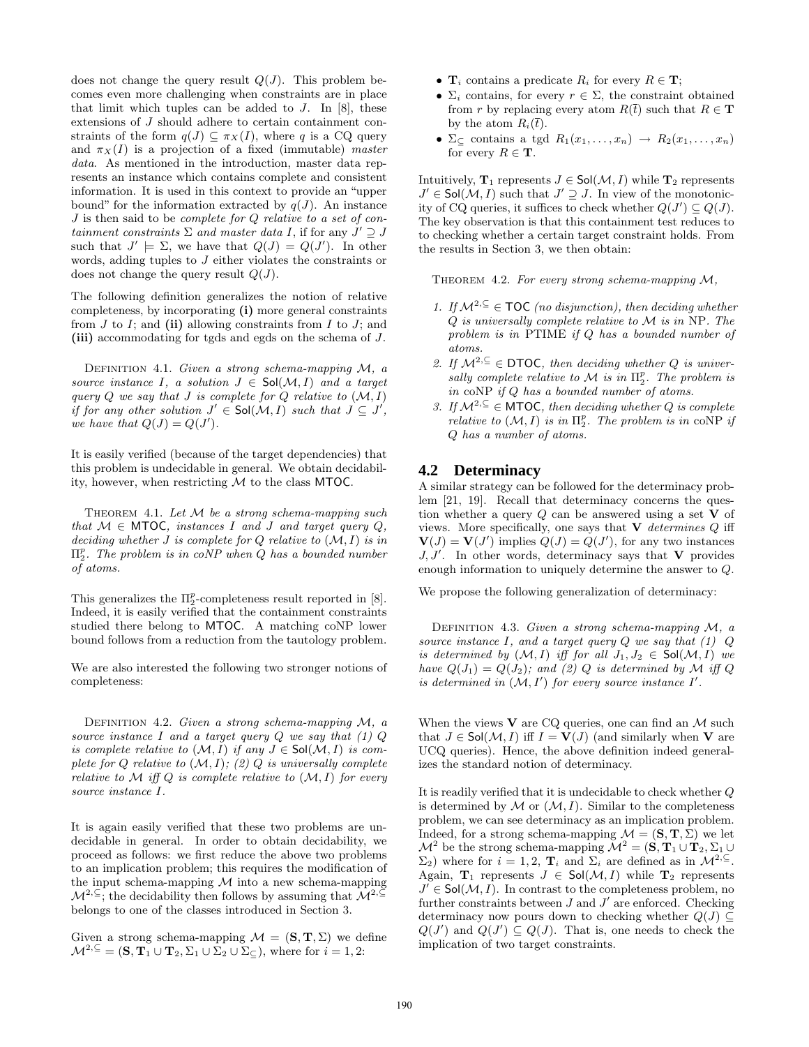does not change the query result $Q(J)$. This problem becomes even more challenging when constraints are in place that limit which tuples can be added to $J$. In [8], these extensions of $J$ should adhere to certain containment constraints of the form $q(J) \subseteq \pi_X(I)$, where $q$ is a CQ query and $\pi_X(I)$ is a projection of a fixed (immutable) *master data*. As mentioned in the introduction, master data represents an instance which contains complete and consistent information. It is used in this context to provide an "upper bound" for the information extracted by $q(J)$. An instance $J$ is then said to be *complete for $Q$ relative to a set of containment constraints $\Sigma$ and master data $I$*, if for any $J' \supseteq J$ such that $J' \models \Sigma$, we have that $Q(J) = Q(J')$. In other words, adding tuples to $J$ either violates the constraints or does not change the query result $Q(J)$.

The following definition generalizes the notion of relative completeness, by incorporating **(i)** more general constraints from $J$ to $I$; and **(ii)** allowing constraints from $I$ to $J$; and **(iii)** accommodating for tgds and egds on the schema of $J$.

Definition 4.1. *Given a strong schema-mapping $\mathcal{M}$, a source instance $I$, a solution $J \in \mathsf{Sol}(\mathcal{M}, I)$ and a target query $Q$ we say that $J$ is complete for $Q$ relative to $(\mathcal{M}, I)$ if for any other solution $J' \in \mathsf{Sol}(\mathcal{M}, I)$ such that $J \subseteq J'$, we have that $Q(J) = Q(J')$.*

It is easily verified (because of the target dependencies) that this problem is undecidable in general. We obtain decidability, however, when restricting $\mathcal{M}$ to the class $\mathsf{MTOC}$.

Theorem 4.1. *Let $\mathcal{M}$ be a strong schema-mapping such that $\mathcal{M} \in \mathsf{MTOC}$, instances $I$ and $J$ and target query $Q$, deciding whether $J$ is complete for $Q$ relative to $(\mathcal{M}, I)$ is in $\Pi_2^p$. The problem is in coNP when $Q$ has a bounded number of atoms.*

This generalizes the $\Pi_2^p$-completeness result reported in [8]. Indeed, it is easily verified that the containment constraints studied there belong to $\mathsf{MTOC}$. A matching coNP lower bound follows from a reduction from the tautology problem.

We are also interested the following two stronger notions of completeness:

Definition 4.2. *Given a strong schema-mapping $\mathcal{M}$, a source instance $I$ and a target query $Q$ we say that (1) $Q$ is complete relative to $(\mathcal{M}, I)$ if any $J \in \mathsf{Sol}(\mathcal{M}, I)$ is complete for $Q$ relative to $(\mathcal{M}, I)$; (2) $Q$ is universally complete relative to $\mathcal{M}$ iff $Q$ is complete relative to $(\mathcal{M}, I)$ for every source instance $I$.*

It is again easily verified that these two problems are undecidable in general. In order to obtain decidability, we proceed as follows: we first reduce the above two problems to an implication problem; this requires the modification of the input schema-mapping $\mathcal{M}$ into a new schema-mapping $\mathcal{M}^{2,\subseteq}$; the decidability then follows by assuming that $\mathcal{M}^{2,\subseteq}$ belongs to one of the classes introduced in Section 3.

Given a strong schema-mapping $\mathcal{M} = (\mathbf{S}, \mathbf{T}, \Sigma)$ we define $\mathcal{M}^{2,\subseteq} = (\mathbf{S}, \mathbf{T}_1 \cup \mathbf{T}_2, \Sigma_1 \cup \Sigma_2 \cup \Sigma_{\subseteq})$, where for $i = 1, 2$:

- $\mathbf{T}_i$ contains a predicate $R_i$ for every $R \in \mathbf{T}$;
- $\Sigma_i$ contains, for every $r \in \Sigma$, the constraint obtained from $r$ by replacing every atom $R(\bar{t})$ such that $R \in \mathbf{T}$ by the atom $R_i(\bar{t})$.
- $\Sigma_{\subseteq}$ contains a tgd $R_1(x_1, \ldots, x_n) \rightarrow R_2(x_1, \ldots, x_n)$ for every $R \in \mathbf{T}$.

Intuitively, $\mathbf{T}_1$ represents $J \in \mathsf{Sol}(\mathcal{M}, I)$ while $\mathbf{T}_2$ represents $J' \in \mathsf{Sol}(\mathcal{M}, I)$ such that $J' \supseteq J$. In view of the monotonicity of CQ queries, it suffices to check whether $Q(J') \subseteq Q(J)$. The key observation is that this containment test reduces to checking whether a certain target constraint holds. From the results in Section 3, we then obtain:

Theorem 4.2. *For every strong schema-mapping $\mathcal{M}$,*

1. *If $\mathcal{M}^{2,\subseteq} \in \mathsf{TOC}$ (no disjunction), then deciding whether $Q$ is universally complete relative to $\mathcal{M}$ is in NP. The problem is in PTIME if $Q$ has a bounded number of atoms.*
2. *If $\mathcal{M}^{2,\subseteq} \in \mathsf{DTOC}$, then deciding whether $Q$ is universally complete relative to $\mathcal{M}$ is in $\Pi_2^p$. The problem is in coNP if $Q$ has a bounded number of atoms.*
3. *If $\mathcal{M}^{2,\subseteq} \in \mathsf{MTOC}$, then deciding whether $Q$ is complete relative to $(\mathcal{M}, I)$ is in $\Pi_2^p$. The problem is in coNP if $Q$ has a number of atoms.*

## 4.2 Determinancy

A similar strategy can be followed for the determinacy problem [21, 19]. Recall that determinacy concerns the question whether a query $Q$ can be answered using a set $\mathbf{V}$ of views. More specifically, one says that $\mathbf{V}$ *determines* $Q$ iff $\mathbf{V}(J) = \mathbf{V}(J')$ implies $Q(J) = Q(J')$, for any two instances $J, J'$. In other words, determinacy says that $\mathbf{V}$ provides enough information to uniquely determine the answer to $Q$.

We propose the following generalization of determinacy:

Definition 4.3. *Given a strong schema-mapping $\mathcal{M}$, a source instance $I$, and a target query $Q$ we say that (1) $Q$ is determined by $(\mathcal{M}, I)$ iff for all $J_1, J_2 \in \mathsf{Sol}(\mathcal{M}, I)$ we have $Q(J_1) = Q(J_2)$; and (2) $Q$ is determined by $\mathcal{M}$ iff $Q$ is determined in $(\mathcal{M}, I')$ for every source instance $I'$.*

When the views $\mathbf{V}$ are CQ queries, one can find an $\mathcal{M}$ such that $J \in \mathsf{Sol}(\mathcal{M}, I)$ iff $I = \mathbf{V}(J)$ (and similarly when $\mathbf{V}$ are UCQ queries). Hence, the above definition indeed generalizes the standard notion of determinacy.

It is readily verified that it is undecidable to check whether $Q$ is determined by $\mathcal{M}$ or $(\mathcal{M}, I)$. Similar to the completeness problem, we can see determinacy as an implication problem. Indeed, for a strong schema-mapping $\mathcal{M} = (\mathbf{S}, \mathbf{T}, \Sigma)$ we let $\mathcal{M}^2$ be the strong schema-mapping $\mathcal{M}^2 = (\mathbf{S}, \mathbf{T}_1 \cup \mathbf{T}_2, \Sigma_1 \cup \Sigma_2)$ where for $i = 1, 2$, $\mathbf{T}_i$ and $\Sigma_i$ are defined as in $\mathcal{M}^{2,\subseteq}$. Again, $\mathbf{T}_1$ represents $J \in \mathsf{Sol}(\mathcal{M}, I)$ while $\mathbf{T}_2$ represents $J' \in \mathsf{Sol}(\mathcal{M}, I)$. In contrast to the completeness problem, no further constraints between $J$ and $J'$ are enforced. Checking determinacy now pours down to checking whether $Q(J) \subseteq Q(J')$ and $Q(J') \subseteq Q(J)$. That is, one needs to check the implication of two target constraints.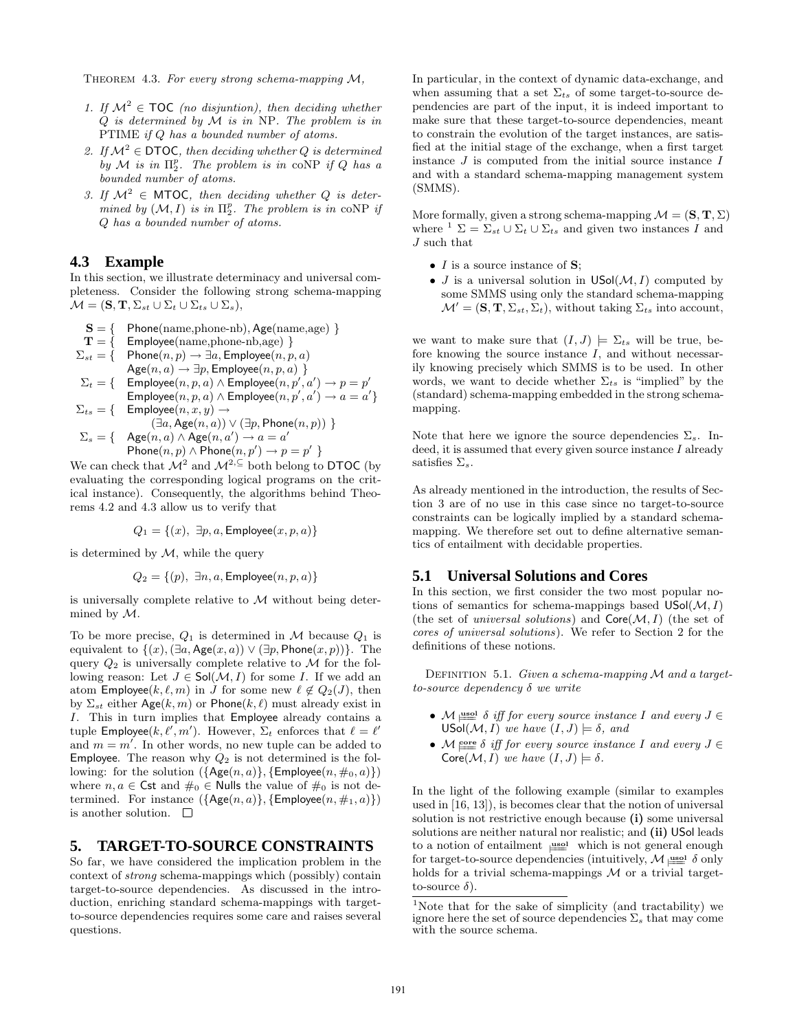THEOREM 4.3. *For every strong schema-mapping $\mathcal{M}$,*

1. *If $\mathcal{M}^2 \in$ TOC (no disjuntion), then deciding whether $Q$ is determined by $\mathcal{M}$ is in* NP*. The problem is in* PTIME *if $Q$ has a bounded number of atoms.*
2. *If $\mathcal{M}^2 \in$ DTOC, then deciding whether $Q$ is determined by $\mathcal{M}$ is in $\Pi_2^p$. The problem is in* coNP *if $Q$ has a bounded number of atoms.*
3. *If $\mathcal{M}^2 \in$ MTOC, then deciding whether $Q$ is determined by $(\mathcal{M}, I)$ is in $\Pi_2^p$. The problem is in* coNP *if $Q$ has a bounded number of atoms.*

## 4.3 Example

In this section, we illustrate determinacy and universal completeness. Consider the following strong schema-mapping $\mathcal{M} = (\mathbf{S}, \mathbf{T}, \Sigma_{st} \cup \Sigma_t \cup \Sigma_{ts} \cup \Sigma_s)$,

$$
\begin{aligned}
\mathbf{S} = \{ \;& \mathsf{Phone}(\text{name,phone-nb}), \mathsf{Age}(\text{name,age}) \; \} \\
\mathbf{T} = \{ \;& \mathsf{Employee}(\text{name,phone-nb,age}) \; \} \\
\Sigma_{st} = \{ \;& \mathsf{Phone}(n,p) \rightarrow \exists a, \mathsf{Employee}(n,p,a) \\
& \mathsf{Age}(n,a) \rightarrow \exists p, \mathsf{Employee}(n,p,a) \; \} \\
\Sigma_t = \{ \;& \mathsf{Employee}(n,p,a) \wedge \mathsf{Employee}(n,p',a') \rightarrow p = p' \\
& \mathsf{Employee}(n,p,a) \wedge \mathsf{Employee}(n,p',a') \rightarrow a = a' \} \\
\Sigma_{ts} = \{ \;& \mathsf{Employee}(n,x,y) \rightarrow \\
& (\exists a, \mathsf{Age}(n,a)) \vee (\exists p, \mathsf{Phone}(n,p)) \; \} \\
\Sigma_s = \{ \;& \mathsf{Age}(n,a) \wedge \mathsf{Age}(n,a') \rightarrow a = a' \\
& \mathsf{Phone}(n,p) \wedge \mathsf{Phone}(n,p') \rightarrow p = p' \; \}
\end{aligned}
$$

We can check that $\mathcal{M}^2$ and $\mathcal{M}^{2,\subseteq}$ both belong to DTOC (by evaluating the corresponding logical programs on the critical instance). Consequently, the algorithms behind Theorems 4.2 and 4.3 allow us to verify that

$$Q_1 = \{(x), \; \exists p, a, \mathsf{Employee}(x,p,a)\}$$

is determined by $\mathcal{M}$, while the query

$$Q_2 = \{(p), \; \exists n, a, \mathsf{Employee}(n,p,a)\}$$

is universally complete relative to $\mathcal{M}$ without being determined by $\mathcal{M}$.

To be more precise, $Q_1$ is determined in $\mathcal{M}$ because $Q_1$ is equivalent to $\{(x), (\exists a, \mathsf{Age}(x,a)) \vee (\exists p, \mathsf{Phone}(x,p))\}$. The query $Q_2$ is universally complete relative to $\mathcal{M}$ for the following reason: Let $J \in \mathsf{Sol}(\mathcal{M}, I)$ for some $I$. If we add an atom $\mathsf{Employee}(k, \ell, m)$ in $J$ for some new $\ell \notin Q_2(J)$, then by $\Sigma_{st}$ either $\mathsf{Age}(k,m)$ or $\mathsf{Phone}(k,\ell)$ must already exist in $I$. This in turn implies that Employee already contains a tuple $\mathsf{Employee}(k, \ell', m')$. However, $\Sigma_t$ enforces that $\ell = \ell'$ and $m = m'$. In other words, no new tuple can be added to Employee. The reason why $Q_2$ is not determined is the following: for the solution $(\{\mathsf{Age}(n,a)\}, \{\mathsf{Employee}(n, \#_0, a)\})$ where $n, a \in \mathsf{Cst}$ and $\#_0 \in \mathsf{Nulls}$ the value of $\#_0$ is not determined. For instance $(\{\mathsf{Age}(n,a)\}, \{\mathsf{Employee}(n, \#_1, a)\})$ is another solution. $\square$

# 5. TARGET-TO-SOURCE CONSTRAINTS

So far, we have considered the implication problem in the context of *strong* schema-mappings which (possibly) contain target-to-source dependencies. As discussed in the introduction, enriching standard schema-mappings with target-to-source dependencies requires some care and raises several questions.

In particular, in the context of dynamic data-exchange, and when assuming that a set $\Sigma_{ts}$ of some target-to-source dependencies are part of the input, it is indeed important to make sure that these target-to-source dependencies, meant to constrain the evolution of the target instances, are satisfied at the initial stage of the exchange, when a first target instance $J$ is computed from the initial source instance $I$ and with a standard schema-mapping management system (SMMS).

More formally, given a strong schema-mapping $\mathcal{M} = (\mathbf{S}, \mathbf{T}, \Sigma)$ where [1] $\Sigma = \Sigma_{st} \cup \Sigma_t \cup \Sigma_{ts}$ and given two instances $I$ and $J$ such that

- $I$ is a source instance of $\mathbf{S}$;
- $J$ is a universal solution in $\mathsf{USol}(\mathcal{M}, I)$ computed by some SMMS using only the standard schema-mapping $\mathcal{M}' = (\mathbf{S}, \mathbf{T}, \Sigma_{st}, \Sigma_t)$, without taking $\Sigma_{ts}$ into account,

we want to make sure that $(I, J) \models \Sigma_{ts}$ will be true, before knowing the source instance $I$, and without necessarily knowing precisely which SMMS is to be used. In other words, we want to decide whether $\Sigma_{ts}$ is "implied" by the (standard) schema-mapping embedded in the strong schema-mapping.

Note that here we ignore the source dependencies $\Sigma_s$. Indeed, it is assumed that every given source instance $I$ already satisfies $\Sigma_s$.

As already mentioned in the introduction, the results of Section 3 are of no use in this case since no target-to-source constraints can be logically implied by a standard schema-mapping. We therefore set out to define alternative semantics of entailment with decidable properties.

## 5.1 Universal Solutions and Cores

In this section, we first consider the two most popular notions of semantics for schema-mappings based $\mathsf{USol}(\mathcal{M}, I)$ (the set of *universal solutions*) and $\mathsf{Core}(\mathcal{M}, I)$ (the set of *cores of universal solutions*). We refer to Section 2 for the definitions of these notions.

DEFINITION 5.1. *Given a schema-mapping $\mathcal{M}$ and a target-to-source dependency $\delta$ we write*

- *$\mathcal{M} \models^{\mathbf{usol}} \delta$ iff for every source instance $I$ and every $J \in \mathsf{USol}(\mathcal{M}, I)$ we have $(I, J) \models \delta$, and*
- *$\mathcal{M} \models^{\mathbf{core}} \delta$ iff for every source instance $I$ and every $J \in \mathsf{Core}(\mathcal{M}, I)$ we have $(I, J) \models \delta$.*

In the light of the following example (similar to examples used in [16, 13]), is becomes clear that the notion of universal solution is not restrictive enough because **(i)** some universal solutions are neither natural nor realistic; and **(ii)** USol leads to a notion of entailment $\models^{\mathbf{usol}}$ which is not general enough for target-to-source dependencies (intuitively, $\mathcal{M} \models^{\mathbf{usol}} \delta$ only holds for a trivial schema-mappings $\mathcal{M}$ or a trivial target-to-source $\delta$).

[1] Note that for the sake of simplicity (and tractability) we ignore here the set of source dependencies $\Sigma_s$ that may come with the source schema.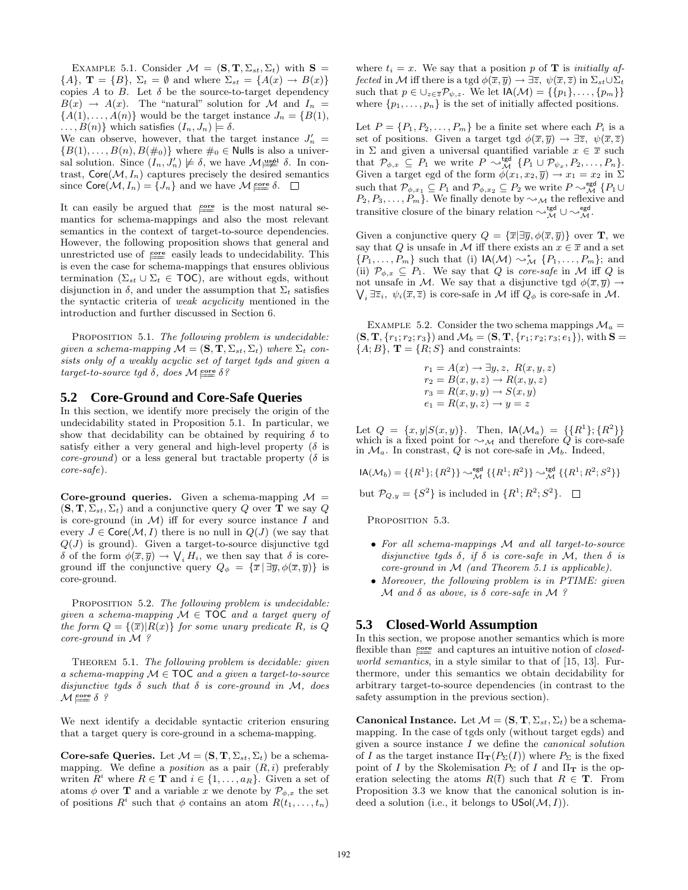EXAMPLE 5.1. Consider $\mathcal{M} = (\mathbf{S}, \mathbf{T}, \Sigma_{st}, \Sigma_t)$ with $\mathbf{S} = \{A\}$, $\mathbf{T} = \{B\}$, $\Sigma_t = \emptyset$ and where $\Sigma_{st} = \{A(x) \to B(x)\}$ copies $A$ to $B$. Let $\delta$ be the source-to-target dependency $B(x) \to A(x)$. The "natural" solution for $\mathcal{M}$ and $I_n = \{A(1), \ldots, A(n)\}$ would be the target instance $J_n = \{B(1), \ldots, B(n)\}$ which satisfies $(I_n, J_n) \models \delta$.

We can observe, however, that the target instance $J'_n = \{B(1), \ldots, B(n), B(\#_0)\}$ where $\#_0 \in \mathsf{Nulls}$ is also a universal solution. Since $(I_n, J'_n) \not\models \delta$, we have $\mathcal{M} \not\models^{\mathbf{usol}} \delta$. In contrast, $\mathsf{Core}(\mathcal{M}, I_n)$ captures precisely the desired semantics since $\mathsf{Core}(\mathcal{M}, I_n) = \{J_n\}$ and we have $\mathcal{M} \models^{\mathbf{core}} \delta$. □

It can easily be argued that $\models^{\mathbf{core}}$ is the most natural semantics for schema-mappings and also the most relevant semantics in the context of target-to-source dependencies. However, the following proposition shows that general and unrestricted use of $\models^{\mathbf{core}}$ easily leads to undecidability. This is even the case for schema-mappings that ensures oblivious termination ($\Sigma_{st} \cup \Sigma_t \in \mathsf{TOC}$), are without egds, without disjunction in $\delta$, and under the assumption that $\Sigma_t$ satisfies the syntactic criteria of *weak acyclicity* mentioned in the introduction and further discussed in Section 6.

PROPOSITION 5.1. *The following problem is undecidable: given a schema-mapping $\mathcal{M} = (\mathbf{S}, \mathbf{T}, \Sigma_{st}, \Sigma_t)$ where $\Sigma_t$ consists only of a weakly acyclic set of target tgds and given a target-to-source tgd $\delta$, does $\mathcal{M} \models^{\mathbf{core}} \delta$?*

## 5.2 Core-Ground and Core-Safe Queries

In this section, we identify more precisely the origin of the undecidability stated in Proposition 5.1. In particular, we show that decidability can be obtained by requiring $\delta$ to satisfy either a very general and high-level property ($\delta$ is *core-ground*) or a less general but tractable property ($\delta$ is *core-safe*).

**Core-ground queries.** Given a schema-mapping $\mathcal{M} = (\mathbf{S}, \mathbf{T}, \Sigma_{st}, \Sigma_t)$ and a conjunctive query $Q$ over $\mathbf{T}$ we say $Q$ is core-ground (in $\mathcal{M}$) iff for every source instance $I$ and every $J \in \mathsf{Core}(\mathcal{M}, I)$ there is no null in $Q(J)$ (we say that $Q(J)$ is ground). Given a target-to-source disjunctive tgd $\delta$ of the form $\phi(\overline{x}, \overline{y}) \to \bigvee_i H_i$, we then say that $\delta$ is core-ground iff the conjunctive query $Q_\phi = \{\overline{x} \,|\, \exists \overline{y}, \phi(\overline{x}, \overline{y})\}$ is core-ground.

PROPOSITION 5.2. *The following problem is undecidable: given a schema-mapping $\mathcal{M} \in \mathsf{TOC}$ and a target query of the form $Q = \{(\overline{x}) | R(x)\}$ for some unary predicate $R$, is $Q$ core-ground in $\mathcal{M}$ ?*

THEOREM 5.1. *The following problem is decidable: given a schema-mapping $\mathcal{M} \in \mathsf{TOC}$ and a given a target-to-source disjunctive tgds $\delta$ such that $\delta$ is core-ground in $\mathcal{M}$, does $\mathcal{M} \models^{\mathbf{core}} \delta$ ?*

We next identify a decidable syntactic criterion ensuring that a target query is core-ground in a schema-mapping.

**Core-safe Queries.** Let $\mathcal{M} = (\mathbf{S}, \mathbf{T}, \Sigma_{st}, \Sigma_t)$ be a schema-mapping. We define a *position* as a pair $(R, i)$ preferably writen $R^i$ where $R \in \mathbf{T}$ and $i \in \{1, \ldots, a_R\}$. Given a set of atoms $\phi$ over $\mathbf{T}$ and a variable $x$ we denote by $\mathcal{P}_{\phi,x}$ the set of positions $R^i$ such that $\phi$ contains an atom $R(t_1, \ldots, t_n)$ where $t_i = x$. We say that a position $p$ of $\mathbf{T}$ is *initially affected* in $\mathcal{M}$ iff there is a tgd $\phi(\overline{x}, \overline{y}) \to \exists \overline{z},\ \psi(\overline{x}, \overline{z})$ in $\Sigma_{st} \cup \Sigma_t$ such that $p \in \cup_{z \in \overline{z}} \mathcal{P}_{\psi,z}$. We let $\mathsf{IA}(\mathcal{M}) = \{\{p_1\}, \ldots, \{p_m\}\}$ where $\{p_1, \ldots, p_n\}$ is the set of initially affected positions.

Let $P = \{P_1, P_2, \ldots, P_m\}$ be a finite set where each $P_i$ is a set of positions. Given a target tgd $\phi(\overline{x}, \overline{y}) \to \exists \overline{z},\ \psi(\overline{x}, \overline{z})$ in $\Sigma$ and given a universal quantified variable $x \in \overline{x}$ such that $\mathcal{P}_{\phi,x} \subseteq P_1$ we write $P \rightsquigarrow^{\mathsf{tgd}}_{\mathcal{M}} \{P_1 \cup \mathcal{P}_{\psi_x}, P_2, \ldots, P_n\}$. Given a target egd of the form $\phi(x_1, x_2, \overline{y}) \to x_1 = x_2$ in $\Sigma$ such that $\mathcal{P}_{\phi,x_1} \subseteq P_1$ and $\mathcal{P}_{\phi,x_2} \subseteq P_2$ we write $P \rightsquigarrow^{\mathsf{egd}}_{\mathcal{M}} \{P_1 \cup P_2, P_3, \ldots, P_m\}$. We finally denote by $\rightsquigarrow_{\mathcal{M}}$ the reflexive and transitive closure of the binary relation $\rightsquigarrow^{\mathsf{tgd}}_{\mathcal{M}} \cup \rightsquigarrow^{\mathsf{egd}}_{\mathcal{M}}$.

Given a conjunctive query $Q = \{\overline{x} | \exists \overline{y}, \phi(\overline{x}, \overline{y})\}$ over $\mathbf{T}$, we say that $Q$ is unsafe in $\mathcal{M}$ iff there exists an $x \in \overline{x}$ and a set $\{P_1, \ldots, P_m\}$ such that (i) $\mathsf{IA}(\mathcal{M}) \rightsquigarrow^*_{\mathcal{M}} \{P_1, \ldots, P_m\}$; and (ii) $\mathcal{P}_{\phi,x} \subseteq P_1$. We say that $Q$ is *core-safe* in $\mathcal{M}$ iff $Q$ is not unsafe in $\mathcal{M}$. We say that a disjunctive tgd $\phi(\overline{x}, \overline{y}) \to \bigvee_i \exists \overline{z}_i,\ \psi_i(\overline{x}, \overline{z})$ is core-safe in $\mathcal{M}$ iff $Q_\phi$ is core-safe in $\mathcal{M}$.

EXAMPLE 5.2. Consider the two schema mappings $\mathcal{M}_a = (\mathbf{S}, \mathbf{T}, \{r_1; r_2; r_3\})$ and $\mathcal{M}_b = (\mathbf{S}, \mathbf{T}, \{r_1; r_2; r_3; e_1\})$, with $\mathbf{S} = \{A; B\}$, $\mathbf{T} = \{R; S\}$ and constraints:

$$
\begin{aligned}
r_1 &= A(x) \to \exists y, z,\ R(x, y, z) \\
r_2 &= B(x, y, z) \to R(x, y, z) \\
r_3 &= R(x, y, y) \to S(x, y) \\
e_1 &= R(x, y, z) \to y = z
\end{aligned}
$$

Let $Q = \{x, y | S(x, y)\}$. Then, $\mathsf{IA}(\mathcal{M}_a) = \{\{R^1\}; \{R^2\}\}$ which is a fixed point for $\rightsquigarrow_{\mathcal{M}}$ and therefore $Q$ is core-safe in $\mathcal{M}_a$. In constrast, $Q$ is not core-safe in $\mathcal{M}_b$. Indeed,

$$\mathsf{IA}(\mathcal{M}_b) = \{\{R^1\}; \{R^2\}\} \rightsquigarrow^{\mathsf{egd}}_{\mathcal{M}} \{\{R^1; R^2\}\} \rightsquigarrow^{\mathsf{tgd}}_{\mathcal{M}} \{\{R^1; R^2; S^2\}\}$$

but $\mathcal{P}_{Q,y} = \{S^2\}$ is included in $\{R^1; R^2; S^2\}$. □

PROPOSITION 5.3.

- *For all schema-mappings $\mathcal{M}$ and all target-to-source disjunctive tgds $\delta$, if $\delta$ is core-safe in $\mathcal{M}$, then $\delta$ is core-ground in $\mathcal{M}$ (and Theorem 5.1 is applicable).*
- *Moreover, the following problem is in PTIME: given $\mathcal{M}$ and $\delta$ as above, is $\delta$ core-safe in $\mathcal{M}$ ?*

## 5.3 Closed-World Assumption

In this section, we propose another semantics which is more flexible than $\models^{\mathbf{core}}$ and captures an intuitive notion of *closed-world semantics*, in a style similar to that of [15, 13]. Furthermore, under this semantics we obtain decidability for arbitrary target-to-source dependencies (in contrast to the safety assumption in the previous section).

**Canonical Instance.** Let $\mathcal{M} = (\mathbf{S}, \mathbf{T}, \Sigma_{st}, \Sigma_t)$ be a schema-mapping. In the case of tgds only (without target egds) and given a source instance $I$ we define the *canonical solution* of $I$ as the target instance $\Pi_{\mathbf{T}}(P_\Sigma(I))$ where $P_\Sigma$ the fixed point of $I$ by the Skolemisation $P_\Sigma$ of $I$ and $\Pi_{\mathbf{T}}$ is the operation selecting the atoms $R(\overline{t})$ such that $R \in \mathbf{T}$. From Proposition 3.3 we know that the canonical solution is indeed a solution (i.e., it belongs to $\mathsf{USol}(\mathcal{M}, I)$).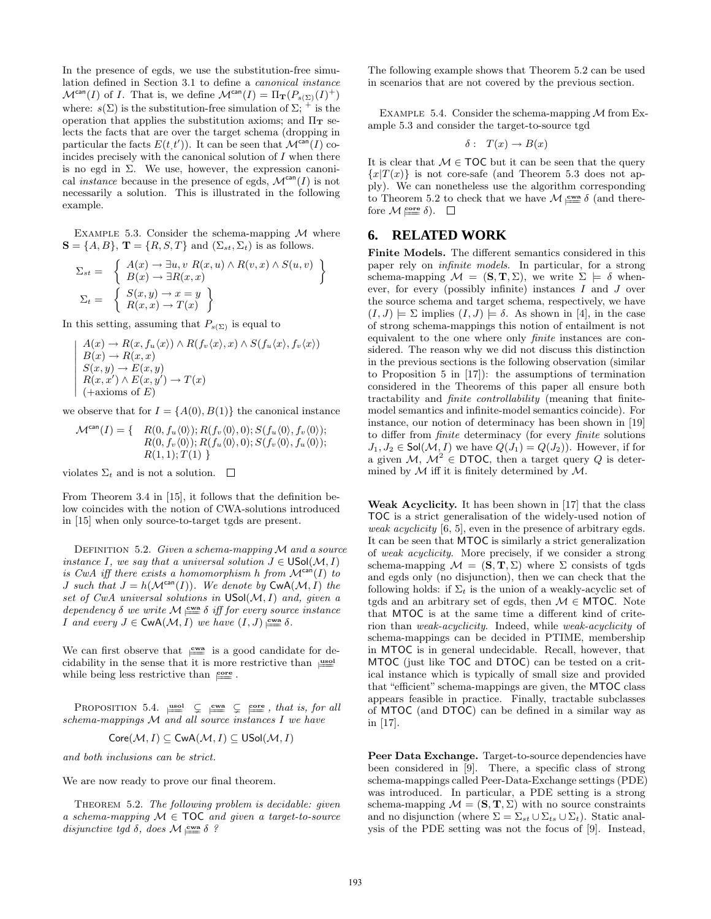In the presence of egds, we use the substitution-free simulation defined in Section 3.1 to define a *canonical instance* $\mathcal{M}^{\mathsf{can}}(I)$ of $I$. That is, we define $\mathcal{M}^{\mathsf{can}}(I) = \Pi_{\mathbf{T}}(P_{s(\Sigma)}(I)^{+})$ where: $s(\Sigma)$ is the substitution-free simulation of $\Sigma$; $^{+}$ is the operation that applies the substitution axioms; and $\Pi_{\mathbf{T}}$ selects the facts that are over the target schema (dropping in particular the facts $E(t,t')$). It can be seen that $\mathcal{M}^{\mathsf{can}}(I)$ coincides precisely with the canonical solution of $I$ when there is no egd in $\Sigma$. We use, however, the expression canonical *instance* because in the presence of egds, $\mathcal{M}^{\mathsf{can}}(I)$ is not necessarily a solution. This is illustrated in the following example.

Example 5.3. Consider the schema-mapping $\mathcal{M}$ where $\mathbf{S} = \{A, B\}$, $\mathbf{T} = \{R, S, T\}$ and $(\Sigma_{st}, \Sigma_t)$ is as follows.

$$\Sigma_{st} = \left\{ \begin{array}{l} A(x) \rightarrow \exists u, v\ R(x, u) \wedge R(v, x) \wedge S(u, v) \\ B(x) \rightarrow \exists R(x, x) \end{array} \right\}$$

$$\Sigma_t = \left\{ \begin{array}{l} S(x, y) \rightarrow x = y \\ R(x, x) \rightarrow T(x) \end{array} \right\}$$

In this setting, assuming that $P_{s(\Sigma)}$ is equal to

$$\left| \begin{array}{l} A(x) \rightarrow R(x, f_u\langle x\rangle) \wedge R(f_v\langle x\rangle, x) \wedge S(f_u\langle x\rangle, f_v\langle x\rangle) \\ B(x) \rightarrow R(x, x) \\ S(x, y) \rightarrow E(x, y) \\ R(x, x') \wedge E(x, y') \rightarrow T(x) \\ (\text{+axioms of } E) \end{array} \right.$$

we observe that for $I = \{A(0), B(1)\}$ the canonical instance

$$\mathcal{M}^{\mathsf{can}}(I) = \{ \begin{array}{l} R(0, f_u\langle 0\rangle); R(f_v\langle 0\rangle, 0); S(f_u\langle 0\rangle, f_v\langle 0\rangle); \\ R(0, f_v\langle 0\rangle); R(f_u\langle 0\rangle, 0); S(f_v\langle 0\rangle, f_u\langle 0\rangle); \\ R(1, 1); T(1)\ \} \end{array}$$

violates $\Sigma_t$ and is not a solution. $\square$

From Theorem 3.4 in [15], it follows that the definition below coincides with the notion of CWA-solutions introduced in [15] when only source-to-target tgds are present.

Definition 5.2. *Given a schema-mapping $\mathcal{M}$ and a source instance $I$, we say that a universal solution $J \in \mathsf{USol}(\mathcal{M}, I)$ is CwA iff there exists a homomorphism $h$ from $\mathcal{M}^{\mathsf{can}}(I)$ to $J$ such that $J = h(\mathcal{M}^{\mathsf{can}}(I))$. We denote by $\mathsf{CwA}(\mathcal{M}, I)$ the set of CwA universal solutions in $\mathsf{USol}(\mathcal{M}, I)$ and, given a dependency $\delta$ we write $\mathcal{M} \models^{\mathbf{cwa}} \delta$ iff for every source instance $I$ and every $J \in \mathsf{CwA}(\mathcal{M}, I)$ we have $(I, J) \models^{\mathbf{cwa}} \delta$.*

We can first observe that $\models^{\mathbf{cwa}}$ is a good candidate for decidability in the sense that it is more restrictive than $\models^{\mathbf{usol}}$ while being less restrictive than $\models^{\mathbf{core}}$.

Proposition 5.4. *$\models^{\mathbf{usol}}\ \subsetneq\ \models^{\mathbf{cwa}}\ \subsetneq\ \models^{\mathbf{core}}$, that is, for all schema-mappings $\mathcal{M}$ and all source instances $I$ we have*

$$\mathsf{Core}(\mathcal{M}, I) \subseteq \mathsf{CwA}(\mathcal{M}, I) \subseteq \mathsf{USol}(\mathcal{M}, I)$$

*and both inclusions can be strict.*

We are now ready to prove our final theorem.

Theorem 5.2. *The following problem is decidable: given a schema-mapping $\mathcal{M} \in \mathsf{TOC}$ and given a target-to-source disjunctive tgd $\delta$, does $\mathcal{M} \models^{\mathbf{cwa}} \delta$ ?*

The following example shows that Theorem 5.2 can be used in scenarios that are not covered by the previous section.

Example 5.4. Consider the schema-mapping $\mathcal{M}$ from Example 5.3 and consider the target-to-source tgd

$$\delta: \quad T(x) \rightarrow B(x)$$

It is clear that $\mathcal{M} \in \mathsf{TOC}$ but it can be seen that the query $\{x | T(x)\}$ is not core-safe (and Theorem 5.3 does not apply). We can nonetheless use the algorithm corresponding to Theorem 5.2 to check that we have $\mathcal{M} \models^{\mathbf{cwa}} \delta$ (and therefore $\mathcal{M} \models^{\mathbf{core}} \delta$). $\square$

## 6. RELATED WORK

**Finite Models.** The different semantics considered in this paper rely on *infinite models*. In particular, for a strong schema-mapping $\mathcal{M} = (\mathbf{S}, \mathbf{T}, \Sigma)$, we write $\Sigma \models \delta$ whenever, for every (possibly infinite) instances $I$ and $J$ over the source schema and target schema, respectively, we have $(I, J) \models \Sigma$ implies $(I, J) \models \delta$. As shown in [4], in the case of strong schema-mappings this notion of entailment is not equivalent to the one where only *finite* instances are considered. The reason why we did not discuss this distinction in the previous sections is the following observation (similar to Proposition 5 in [17]): the assumptions of termination considered in the Theorems of this paper all ensure both tractability and *finite controllability* (meaning that finite-model semantics and infinite-model semantics coincide). For instance, our notion of determinacy has been shown in [19] to differ from *finite* determinacy (for every *finite* solutions $J_1, J_2 \in \mathsf{Sol}(\mathcal{M}, I)$ we have $Q(J_1) = Q(J_2)$). However, if for a given $\mathcal{M}$, $\mathcal{M}^2 \in \mathsf{DTOC}$, then a target query $Q$ is determined by $\mathcal{M}$ iff it is finitely determined by $\mathcal{M}$.

**Weak Acyclicity.** It has been shown in [17] that the class $\mathsf{TOC}$ is a strict generalisation of the widely-used notion of *weak acyclicity* [6, 5], even in the presence of arbitrary egds. It can be seen that $\mathsf{MTOC}$ is similarly a strict generalization of *weak acyclicity*. More precisely, if we consider a strong schema-mapping $\mathcal{M} = (\mathbf{S}, \mathbf{T}, \Sigma)$ where $\Sigma$ consists of tgds and egds only (no disjunction), then we can check that the following holds: if $\Sigma_t$ is the union of a weakly-acyclic set of tgds and an arbitrary set of egds, then $\mathcal{M} \in \mathsf{MTOC}$. Note that $\mathsf{MTOC}$ is at the same time a different kind of criterion than *weak-acyclicity*. Indeed, while *weak-acyclicity* of schema-mappings can be decided in PTIME, membership in $\mathsf{MTOC}$ is in general undecidable. Recall, however, that $\mathsf{MTOC}$ (just like $\mathsf{TOC}$ and $\mathsf{DTOC}$) can be tested on a critical instance which is typically of small size and provided that "efficient" schema-mappings are given, the $\mathsf{MTOC}$ class appears feasible in practice. Finally, tractable subclasses of $\mathsf{MTOC}$ (and $\mathsf{DTOC}$) can be defined in a similar way as in [17].

**Peer Data Exchange.** Target-to-source dependencies have been considered in [9]. There, a specific class of strong schema-mappings called Peer-Data-Exchange settings (PDE) was introduced. In particular, a PDE setting is a strong schema-mapping $\mathcal{M} = (\mathbf{S}, \mathbf{T}, \Sigma)$ with no source constraints and no disjunction (where $\Sigma = \Sigma_{st} \cup \Sigma_{ts} \cup \Sigma_t$). Static analysis of the PDE setting was not the focus of [9]. Instead,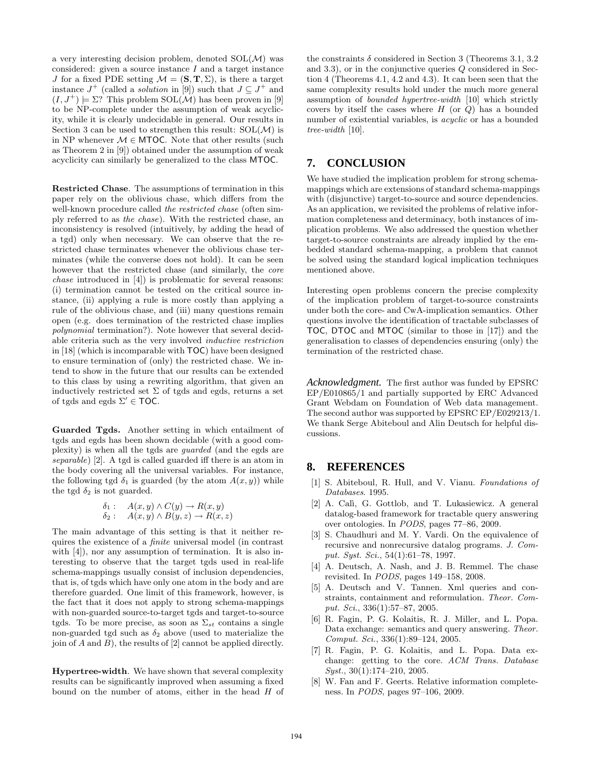a very interesting decision problem, denoted $\mathrm{SOL}(\mathcal{M})$ was considered: given a source instance $I$ and a target instance $J$ for a fixed PDE setting $\mathcal{M} = (\mathbf{S}, \mathbf{T}, \Sigma)$, is there a target instance $J^+$ (called a *solution* in [9]) such that $J \subseteq J^+$ and $(I, J^+) \models \Sigma$? This problem $\mathrm{SOL}(\mathcal{M})$ has been proven in [9] to be NP-complete under the assumption of weak acyclicity, while it is clearly undecidable in general. Our results in Section 3 can be used to strengthen this result: $\mathrm{SOL}(\mathcal{M})$ is in NP whenever $\mathcal{M} \in \mathsf{MTOC}$. Note that other results (such as Theorem 2 in [9]) obtained under the assumption of weak acyclicity can similarly be generalized to the class $\mathsf{MTOC}$.

**Restricted Chase**. The assumptions of termination in this paper rely on the oblivious chase, which differs from the well-known procedure called *the restricted chase* (often simply referred to as *the chase*). With the restricted chase, an inconsistency is resolved (intuitively, by adding the head of a tgd) only when necessary. We can observe that the restricted chase terminates whenever the oblivious chase terminates (while the converse does not hold). It can be seen however that the restricted chase (and similarly, the *core chase* introduced in [4]) is problematic for several reasons: (i) termination cannot be tested on the critical source instance, (ii) applying a rule is more costly than applying a rule of the oblivious chase, and (iii) many questions remain open (e.g. does termination of the restricted chase implies *polynomial* termination?). Note however that several decidable criteria such as the very involved *inductive restriction* in [18] (which is incomparable with $\mathsf{TOC}$) have been designed to ensure termination of (only) the restricted chase. We intend to show in the future that our results can be extended to this class by using a rewriting algorithm, that given an inductively restricted set $\Sigma$ of tgds and egds, returns a set of tgds and egds $\Sigma' \in \mathsf{TOC}$.

**Guarded Tgds.** Another setting in which entailment of tgds and egds has been shown decidable (with a good complexity) is when all the tgds are *guarded* (and the egds are *separable*) [2]. A tgd is called guarded iff there is an atom in the body covering all the universal variables. For instance, the following tgd $\delta_1$ is guarded (by the atom $A(x,y)$) while the tgd $\delta_2$ is not guarded.

$$\begin{array}{ll} \delta_1: & A(x,y) \wedge C(y) \rightarrow R(x,y) \\ \delta_2: & A(x,y) \wedge B(y,z) \rightarrow R(x,z) \end{array}$$

The main advantage of this setting is that it neither requires the existence of a *finite* universal model (in contrast with [4]), nor any assumption of termination. It is also interesting to observe that the target tgds used in real-life schema-mappings usually consist of inclusion dependencies, that is, of tgds which have only one atom in the body and are therefore guarded. One limit of this framework, however, is the fact that it does not apply to strong schema-mappings with non-guarded source-to-target tgds and target-to-source tgds. To be more precise, as soon as $\Sigma_{st}$ contains a single non-guarded tgd such as $\delta_2$ above (used to materialize the join of $A$ and $B$), the results of [2] cannot be applied directly.

**Hypertree-width**. We have shown that several complexity results can be significantly improved when assuming a fixed bound on the number of atoms, either in the head $H$ of the constraints $\delta$ considered in Section 3 (Theorems 3.1, 3.2 and 3.3), or in the conjunctive queries $Q$ considered in Section 4 (Theorems 4.1, 4.2 and 4.3). It can been seen that the same complexity results hold under the much more general assumption of *bounded hypertree-width* [10] which strictly covers by itself the cases where $H$ (or $Q$) has a bounded number of existential variables, is *acyclic* or has a bounded *tree-width* [10].

## 7. CONCLUSION

We have studied the implication problem for strong schema-mappings which are extensions of standard schema-mappings with (disjunctive) target-to-source and source dependencies. As an application, we revisited the problems of relative information completeness and determinacy, both instances of implication problems. We also addressed the question whether target-to-source constraints are already implied by the embedded standard schema-mapping, a problem that cannot be solved using the standard logical implication techniques mentioned above.

Interesting open problems concern the precise complexity of the implication problem of target-to-source constraints under both the core- and CwA-implication semantics. Other questions involve the identification of tractable subclasses of $\mathsf{TOC}$, $\mathsf{DTOC}$ and $\mathsf{MTOC}$ (similar to those in [17]) and the generalisation to classes of dependencies ensuring (only) the termination of the restricted chase.

***Acknowledgment.*** The first author was funded by EPSRC EP/E010865/1 and partially supported by ERC Advanced Grant Webdam on Foundation of Web data management. The second author was supported by EPSRC EP/E029213/1. We thank Serge Abiteboul and Alin Deutsch for helpful discussions.

## 8. REFERENCES

[1] S. Abiteboul, R. Hull, and V. Vianu. *Foundations of Databases*. 1995.

[2] A. Calì, G. Gottlob, and T. Lukasiewicz. A general datalog-based framework for tractable query answering over ontologies. In *PODS*, pages 77–86, 2009.

[3] S. Chaudhuri and M. Y. Vardi. On the equivalence of recursive and nonrecursive datalog programs. *J. Comput. Syst. Sci.*, 54(1):61–78, 1997.

[4] A. Deutsch, A. Nash, and J. B. Remmel. The chase revisited. In *PODS*, pages 149–158, 2008.

[5] A. Deutsch and V. Tannen. Xml queries and constraints, containment and reformulation. *Theor. Comput. Sci.*, 336(1):57–87, 2005.

[6] R. Fagin, P. G. Kolaitis, R. J. Miller, and L. Popa. Data exchange: semantics and query answering. *Theor. Comput. Sci.*, 336(1):89–124, 2005.

[7] R. Fagin, P. G. Kolaitis, and L. Popa. Data exchange: getting to the core. *ACM Trans. Database Syst.*, 30(1):174–210, 2005.

[8] W. Fan and F. Geerts. Relative information completeness. In *PODS*, pages 97–106, 2009.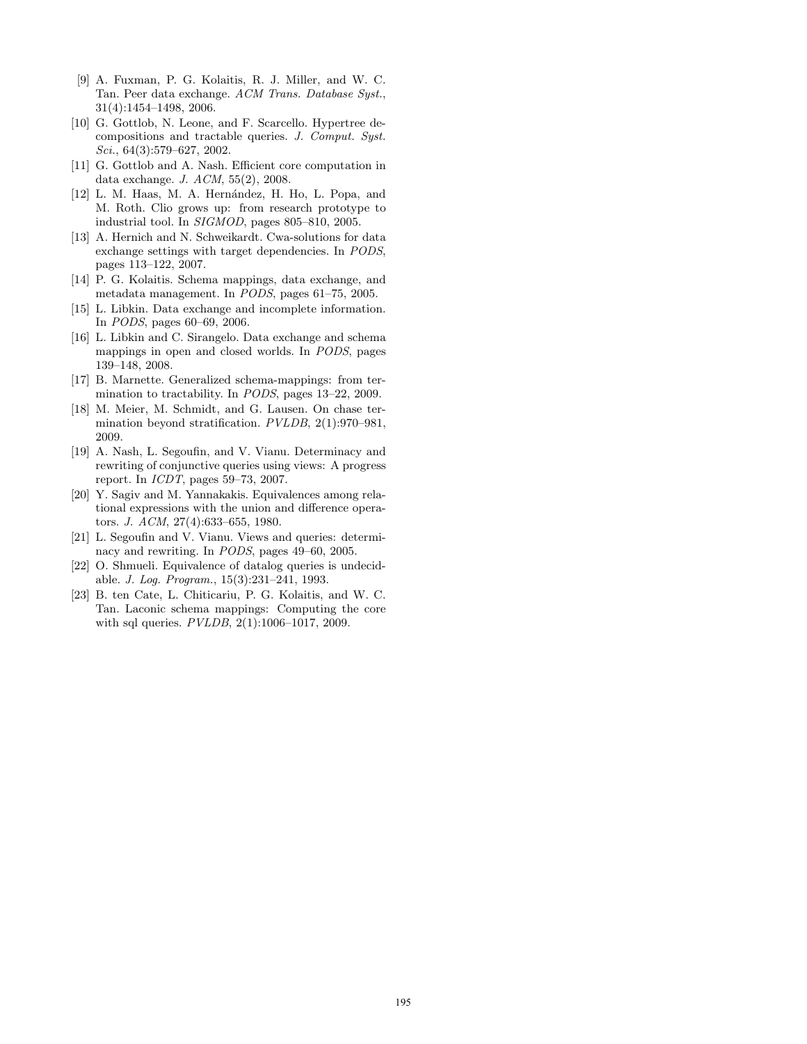[9] A. Fuxman, P. G. Kolaitis, R. J. Miller, and W. C. Tan. Peer data exchange. *ACM Trans. Database Syst.*, 31(4):1454–1498, 2006.

[10] G. Gottlob, N. Leone, and F. Scarcello. Hypertree decompositions and tractable queries. *J. Comput. Syst. Sci.*, 64(3):579–627, 2002.

[11] G. Gottlob and A. Nash. Efficient core computation in data exchange. *J. ACM*, 55(2), 2008.

[12] L. M. Haas, M. A. Hernández, H. Ho, L. Popa, and M. Roth. Clio grows up: from research prototype to industrial tool. In *SIGMOD*, pages 805–810, 2005.

[13] A. Hernich and N. Schweikardt. Cwa-solutions for data exchange settings with target dependencies. In *PODS*, pages 113–122, 2007.

[14] P. G. Kolaitis. Schema mappings, data exchange, and metadata management. In *PODS*, pages 61–75, 2005.

[15] L. Libkin. Data exchange and incomplete information. In *PODS*, pages 60–69, 2006.

[16] L. Libkin and C. Sirangelo. Data exchange and schema mappings in open and closed worlds. In *PODS*, pages 139–148, 2008.

[17] B. Marnette. Generalized schema-mappings: from termination to tractability. In *PODS*, pages 13–22, 2009.

[18] M. Meier, M. Schmidt, and G. Lausen. On chase termination beyond stratification. *PVLDB*, 2(1):970–981, 2009.

[19] A. Nash, L. Segoufin, and V. Vianu. Determinacy and rewriting of conjunctive queries using views: A progress report. In *ICDT*, pages 59–73, 2007.

[20] Y. Sagiv and M. Yannakakis. Equivalences among relational expressions with the union and difference operators. *J. ACM*, 27(4):633–655, 1980.

[21] L. Segoufin and V. Vianu. Views and queries: determinacy and rewriting. In *PODS*, pages 49–60, 2005.

[22] O. Shmueli. Equivalence of datalog queries is undecidable. *J. Log. Program.*, 15(3):231–241, 1993.

[23] B. ten Cate, L. Chiticariu, P. G. Kolaitis, and W. C. Tan. Laconic schema mappings: Computing the core with sql queries. *PVLDB*, 2(1):1006–1017, 2009.